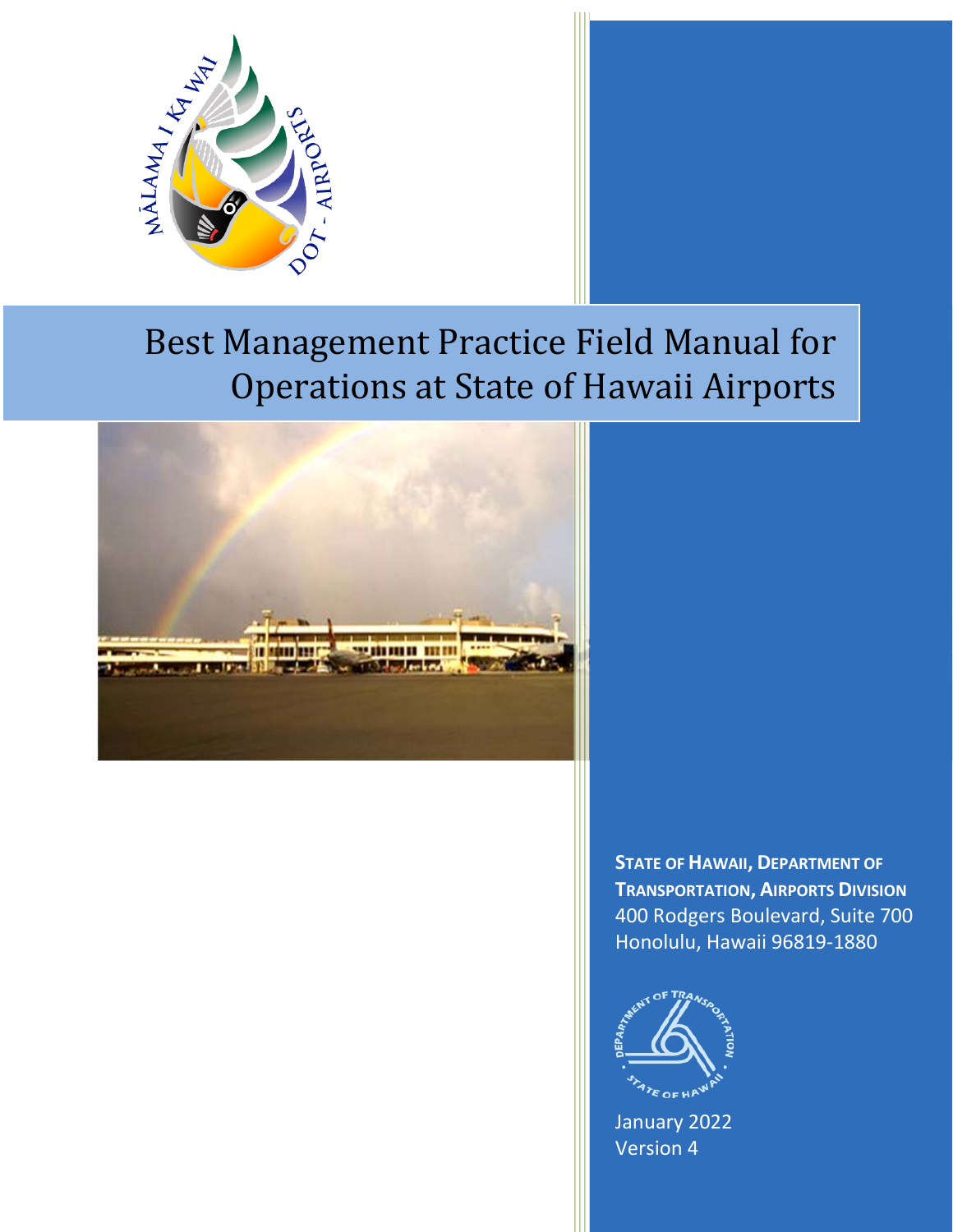# Best Management Practice Field Manual for Operations at State of Hawaii Airports

**STATE OF HAWAII, DEPARTMENT OF TRANSPORTATION, AIRPORTS DIVISION**
400 Rodgers Boulevard, Suite 700
Honolulu, Hawaii 96819-1880

January 2022
Version 4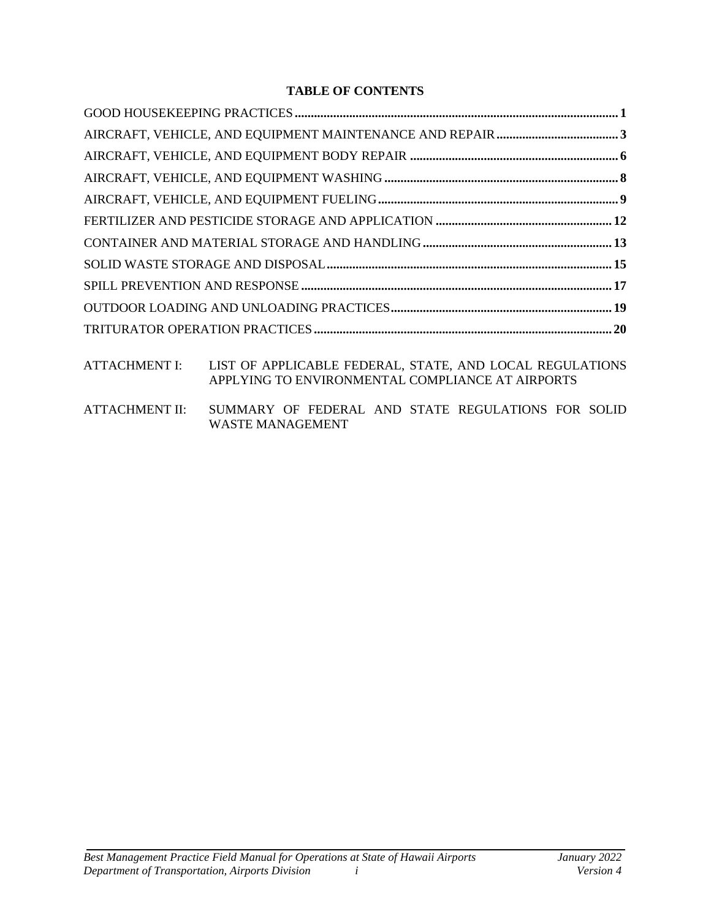**TABLE OF CONTENTS**

| | |
|---|---|
| GOOD HOUSEKEEPING PRACTICES | **1** |
| AIRCRAFT, VEHICLE, AND EQUIPMENT MAINTENANCE AND REPAIR | **3** |
| AIRCRAFT, VEHICLE, AND EQUIPMENT BODY REPAIR | **6** |
| AIRCRAFT, VEHICLE, AND EQUIPMENT WASHING | **8** |
| AIRCRAFT, VEHICLE, AND EQUIPMENT FUELING | **9** |
| FERTILIZER AND PESTICIDE STORAGE AND APPLICATION | **12** |
| CONTAINER AND MATERIAL STORAGE AND HANDLING | **13** |
| SOLID WASTE STORAGE AND DISPOSAL | **15** |
| SPILL PREVENTION AND RESPONSE | **17** |
| OUTDOOR LOADING AND UNLOADING PRACTICES | **19** |
| TRITURATOR OPERATION PRACTICES | **20** |

ATTACHMENT I: LIST OF APPLICABLE FEDERAL, STATE, AND LOCAL REGULATIONS APPLYING TO ENVIRONMENTAL COMPLIANCE AT AIRPORTS

ATTACHMENT II: SUMMARY OF FEDERAL AND STATE REGULATIONS FOR SOLID WASTE MANAGEMENT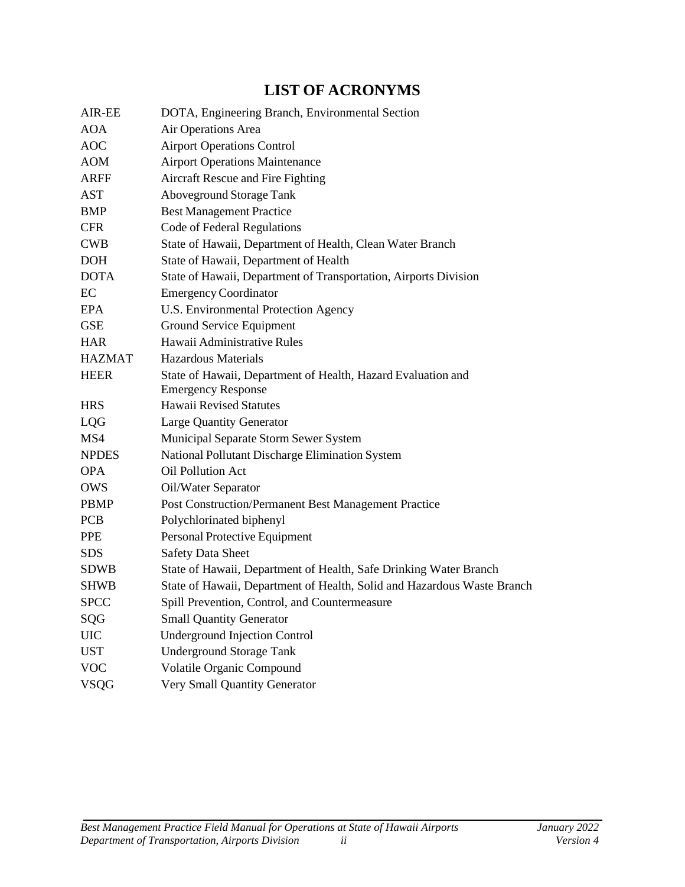# LIST OF ACRONYMS

| | |
|---|---|
| AIR-EE | DOTA, Engineering Branch, Environmental Section |
| AOA | Air Operations Area |
| AOC | Airport Operations Control |
| AOM | Airport Operations Maintenance |
| ARFF | Aircraft Rescue and Fire Fighting |
| AST | Aboveground Storage Tank |
| BMP | Best Management Practice |
| CFR | Code of Federal Regulations |
| CWB | State of Hawaii, Department of Health, Clean Water Branch |
| DOH | State of Hawaii, Department of Health |
| DOTA | State of Hawaii, Department of Transportation, Airports Division |
| EC | Emergency Coordinator |
| EPA | U.S. Environmental Protection Agency |
| GSE | Ground Service Equipment |
| HAR | Hawaii Administrative Rules |
| HAZMAT | Hazardous Materials |
| HEER | State of Hawaii, Department of Health, Hazard Evaluation and Emergency Response |
| HRS | Hawaii Revised Statutes |
| LQG | Large Quantity Generator |
| MS4 | Municipal Separate Storm Sewer System |
| NPDES | National Pollutant Discharge Elimination System |
| OPA | Oil Pollution Act |
| OWS | Oil/Water Separator |
| PBMP | Post Construction/Permanent Best Management Practice |
| PCB | Polychlorinated biphenyl |
| PPE | Personal Protective Equipment |
| SDS | Safety Data Sheet |
| SDWB | State of Hawaii, Department of Health, Safe Drinking Water Branch |
| SHWB | State of Hawaii, Department of Health, Solid and Hazardous Waste Branch |
| SPCC | Spill Prevention, Control, and Countermeasure |
| SQG | Small Quantity Generator |
| UIC | Underground Injection Control |
| UST | Underground Storage Tank |
| VOC | Volatile Organic Compound |
| VSQG | Very Small Quantity Generator |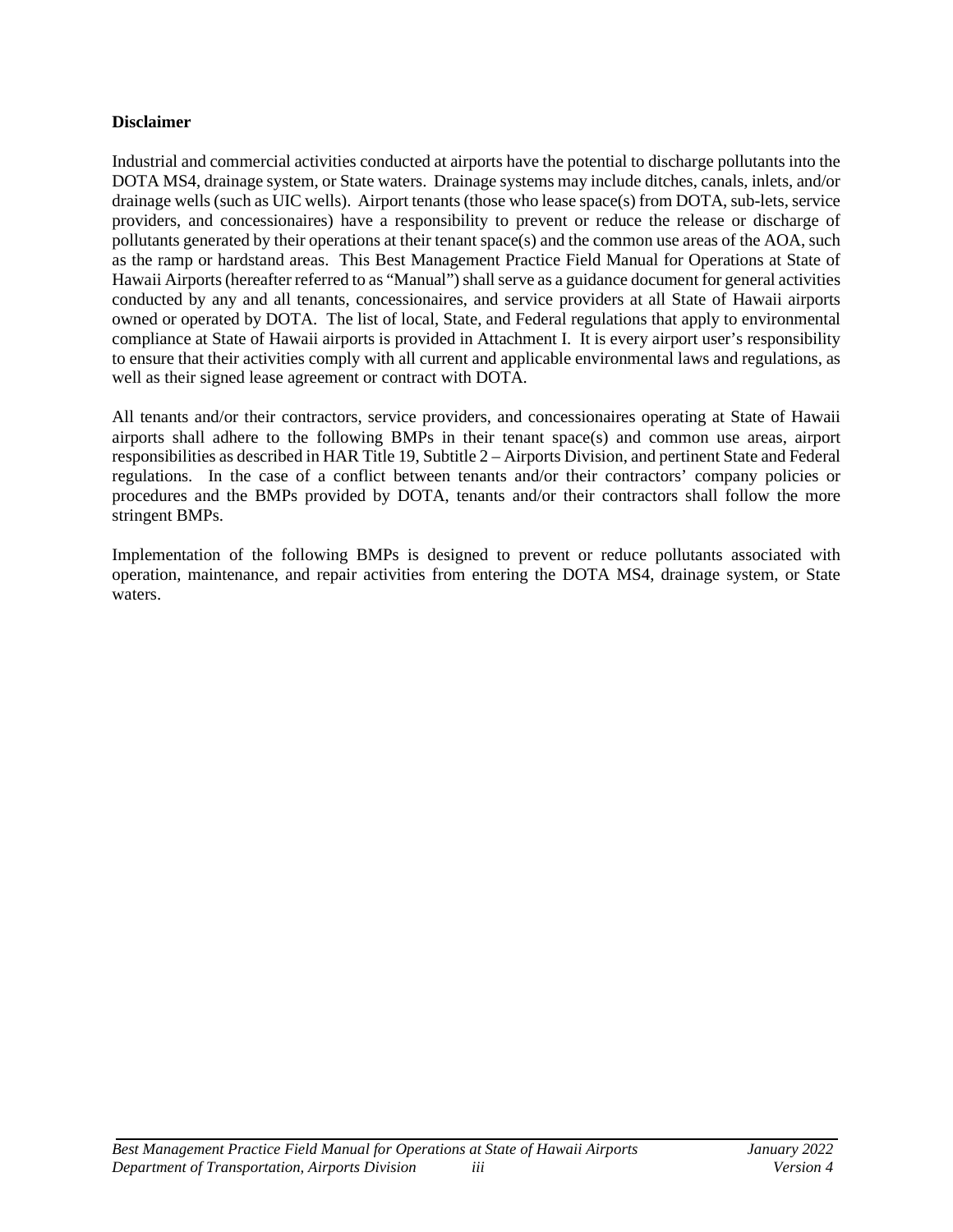**Disclaimer**

Industrial and commercial activities conducted at airports have the potential to discharge pollutants into the DOTA MS4, drainage system, or State waters. Drainage systems may include ditches, canals, inlets, and/or drainage wells (such as UIC wells). Airport tenants (those who lease space(s) from DOTA, sub-lets, service providers, and concessionaires) have a responsibility to prevent or reduce the release or discharge of pollutants generated by their operations at their tenant space(s) and the common use areas of the AOA, such as the ramp or hardstand areas. This Best Management Practice Field Manual for Operations at State of Hawaii Airports (hereafter referred to as "Manual") shall serve as a guidance document for general activities conducted by any and all tenants, concessionaires, and service providers at all State of Hawaii airports owned or operated by DOTA. The list of local, State, and Federal regulations that apply to environmental compliance at State of Hawaii airports is provided in Attachment I. It is every airport user's responsibility to ensure that their activities comply with all current and applicable environmental laws and regulations, as well as their signed lease agreement or contract with DOTA.

All tenants and/or their contractors, service providers, and concessionaires operating at State of Hawaii airports shall adhere to the following BMPs in their tenant space(s) and common use areas, airport responsibilities as described in HAR Title 19, Subtitle 2 – Airports Division, and pertinent State and Federal regulations. In the case of a conflict between tenants and/or their contractors' company policies or procedures and the BMPs provided by DOTA, tenants and/or their contractors shall follow the more stringent BMPs.

Implementation of the following BMPs is designed to prevent or reduce pollutants associated with operation, maintenance, and repair activities from entering the DOTA MS4, drainage system, or State waters.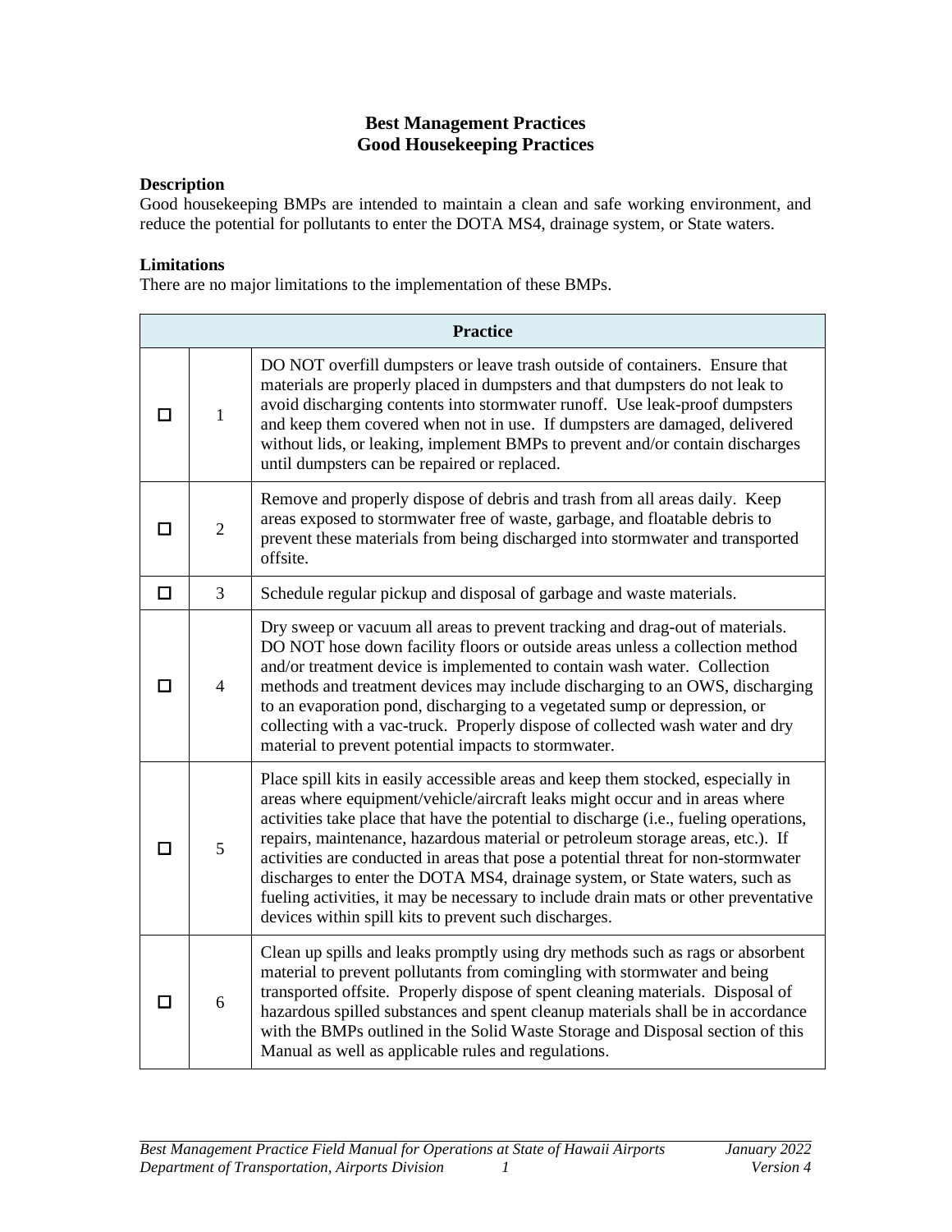# Best Management Practices
## Good Housekeeping Practices

**Description**
Good housekeeping BMPs are intended to maintain a clean and safe working environment, and reduce the potential for pollutants to enter the DOTA MS4, drainage system, or State waters.

**Limitations**
There are no major limitations to the implementation of these BMPs.

| | | Practice |
|---|---|---|
| ☐ | 1 | DO NOT overfill dumpsters or leave trash outside of containers. Ensure that materials are properly placed in dumpsters and that dumpsters do not leak to avoid discharging contents into stormwater runoff. Use leak-proof dumpsters and keep them covered when not in use. If dumpsters are damaged, delivered without lids, or leaking, implement BMPs to prevent and/or contain discharges until dumpsters can be repaired or replaced. |
| ☐ | 2 | Remove and properly dispose of debris and trash from all areas daily. Keep areas exposed to stormwater free of waste, garbage, and floatable debris to prevent these materials from being discharged into stormwater and transported offsite. |
| ☐ | 3 | Schedule regular pickup and disposal of garbage and waste materials. |
| ☐ | 4 | Dry sweep or vacuum all areas to prevent tracking and drag-out of materials. DO NOT hose down facility floors or outside areas unless a collection method and/or treatment device is implemented to contain wash water. Collection methods and treatment devices may include discharging to an OWS, discharging to an evaporation pond, discharging to a vegetated sump or depression, or collecting with a vac-truck. Properly dispose of collected wash water and dry material to prevent potential impacts to stormwater. |
| ☐ | 5 | Place spill kits in easily accessible areas and keep them stocked, especially in areas where equipment/vehicle/aircraft leaks might occur and in areas where activities take place that have the potential to discharge (i.e., fueling operations, repairs, maintenance, hazardous material or petroleum storage areas, etc.). If activities are conducted in areas that pose a potential threat for non-stormwater discharges to enter the DOTA MS4, drainage system, or State waters, such as fueling activities, it may be necessary to include drain mats or other preventative devices within spill kits to prevent such discharges. |
| ☐ | 6 | Clean up spills and leaks promptly using dry methods such as rags or absorbent material to prevent pollutants from comingling with stormwater and being transported offsite. Properly dispose of spent cleaning materials. Disposal of hazardous spilled substances and spent cleanup materials shall be in accordance with the BMPs outlined in the Solid Waste Storage and Disposal section of this Manual as well as applicable rules and regulations. |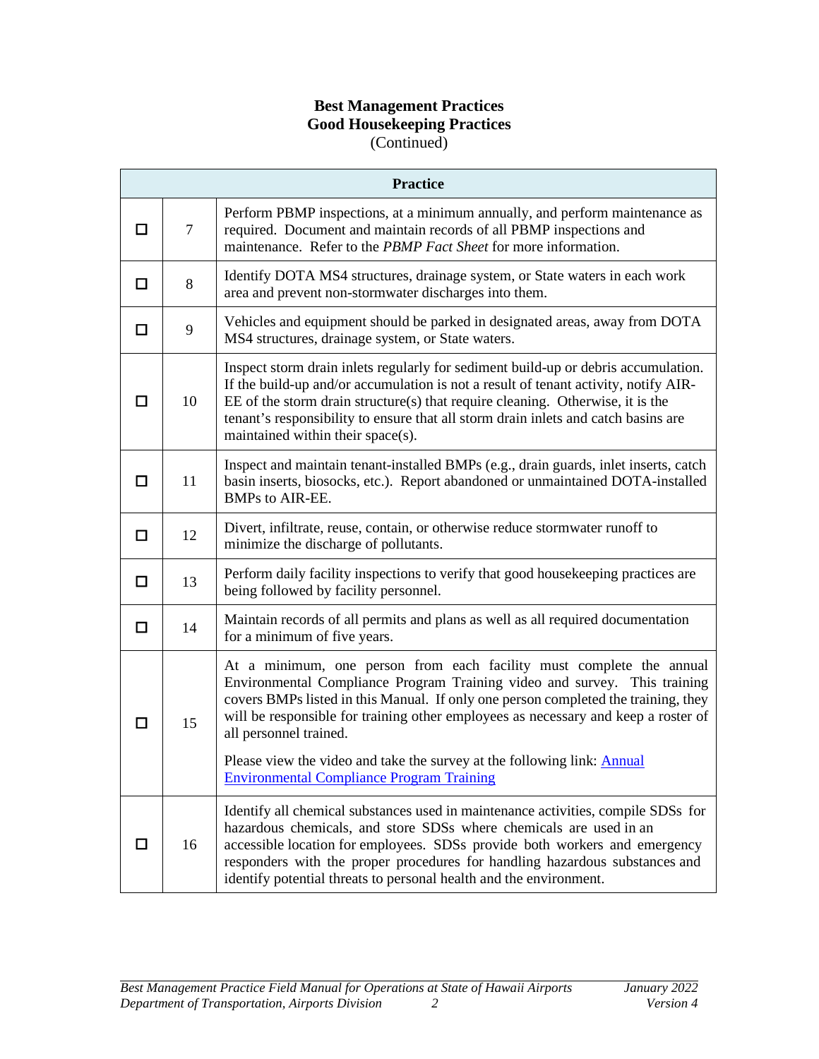# Best Management Practices
## Good Housekeeping Practices
(Continued)

| Practice | | |
|---|---|---|
| ☐ | 7 | Perform PBMP inspections, at a minimum annually, and perform maintenance as required. Document and maintain records of all PBMP inspections and maintenance. Refer to the *PBMP Fact Sheet* for more information. |
| ☐ | 8 | Identify DOTA MS4 structures, drainage system, or State waters in each work area and prevent non-stormwater discharges into them. |
| ☐ | 9 | Vehicles and equipment should be parked in designated areas, away from DOTA MS4 structures, drainage system, or State waters. |
| ☐ | 10 | Inspect storm drain inlets regularly for sediment build-up or debris accumulation. If the build-up and/or accumulation is not a result of tenant activity, notify AIR-EE of the storm drain structure(s) that require cleaning. Otherwise, it is the tenant's responsibility to ensure that all storm drain inlets and catch basins are maintained within their space(s). |
| ☐ | 11 | Inspect and maintain tenant-installed BMPs (e.g., drain guards, inlet inserts, catch basin inserts, biosocks, etc.). Report abandoned or unmaintained DOTA-installed BMPs to AIR-EE. |
| ☐ | 12 | Divert, infiltrate, reuse, contain, or otherwise reduce stormwater runoff to minimize the discharge of pollutants. |
| ☐ | 13 | Perform daily facility inspections to verify that good housekeeping practices are being followed by facility personnel. |
| ☐ | 14 | Maintain records of all permits and plans as well as all required documentation for a minimum of five years. |
| ☐ | 15 | At a minimum, one person from each facility must complete the annual Environmental Compliance Program Training video and survey. This training covers BMPs listed in this Manual. If only one person completed the training, they will be responsible for training other employees as necessary and keep a roster of all personnel trained.<br><br>Please view the video and take the survey at the following link: Annual Environmental Compliance Program Training |
| ☐ | 16 | Identify all chemical substances used in maintenance activities, compile SDSs for hazardous chemicals, and store SDSs where chemicals are used in an accessible location for employees. SDSs provide both workers and emergency responders with the proper procedures for handling hazardous substances and identify potential threats to personal health and the environment. |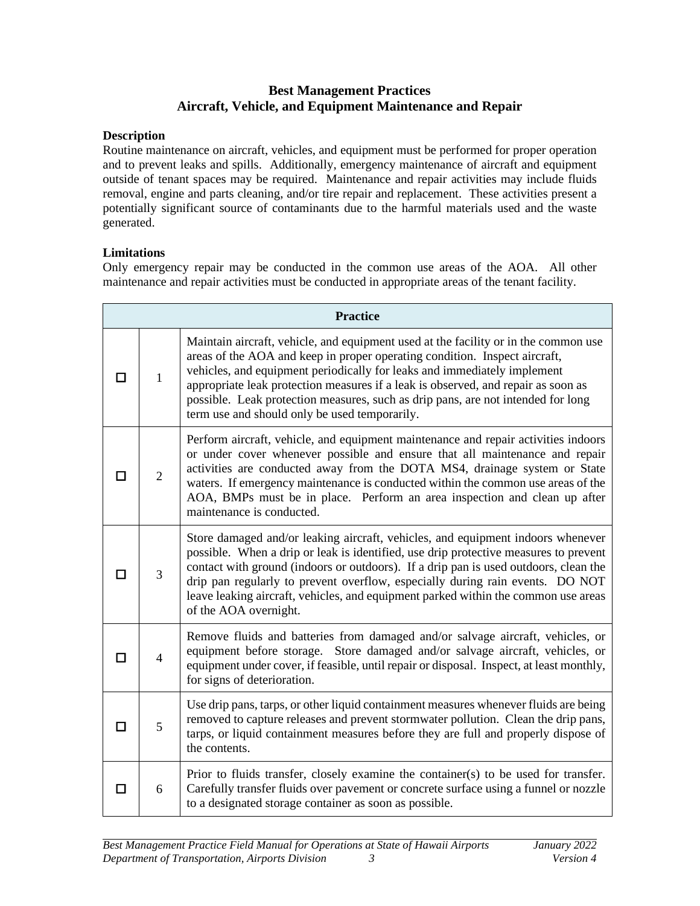# Best Management Practices
## Aircraft, Vehicle, and Equipment Maintenance and Repair

**Description**

Routine maintenance on aircraft, vehicles, and equipment must be performed for proper operation and to prevent leaks and spills. Additionally, emergency maintenance of aircraft and equipment outside of tenant spaces may be required. Maintenance and repair activities may include fluids removal, engine and parts cleaning, and/or tire repair and replacement. These activities present a potentially significant source of contaminants due to the harmful materials used and the waste generated.

**Limitations**

Only emergency repair may be conducted in the common use areas of the AOA. All other maintenance and repair activities must be conducted in appropriate areas of the tenant facility.

| | | Practice |
|---|---|---|
| ☐ | 1 | Maintain aircraft, vehicle, and equipment used at the facility or in the common use areas of the AOA and keep in proper operating condition. Inspect aircraft, vehicles, and equipment periodically for leaks and immediately implement appropriate leak protection measures if a leak is observed, and repair as soon as possible. Leak protection measures, such as drip pans, are not intended for long term use and should only be used temporarily. |
| ☐ | 2 | Perform aircraft, vehicle, and equipment maintenance and repair activities indoors or under cover whenever possible and ensure that all maintenance and repair activities are conducted away from the DOTA MS4, drainage system or State waters. If emergency maintenance is conducted within the common use areas of the AOA, BMPs must be in place. Perform an area inspection and clean up after maintenance is conducted. |
| ☐ | 3 | Store damaged and/or leaking aircraft, vehicles, and equipment indoors whenever possible. When a drip or leak is identified, use drip protective measures to prevent contact with ground (indoors or outdoors). If a drip pan is used outdoors, clean the drip pan regularly to prevent overflow, especially during rain events. DO NOT leave leaking aircraft, vehicles, and equipment parked within the common use areas of the AOA overnight. |
| ☐ | 4 | Remove fluids and batteries from damaged and/or salvage aircraft, vehicles, or equipment before storage. Store damaged and/or salvage aircraft, vehicles, or equipment under cover, if feasible, until repair or disposal. Inspect, at least monthly, for signs of deterioration. |
| ☐ | 5 | Use drip pans, tarps, or other liquid containment measures whenever fluids are being removed to capture releases and prevent stormwater pollution. Clean the drip pans, tarps, or liquid containment measures before they are full and properly dispose of the contents. |
| ☐ | 6 | Prior to fluids transfer, closely examine the container(s) to be used for transfer. Carefully transfer fluids over pavement or concrete surface using a funnel or nozzle to a designated storage container as soon as possible. |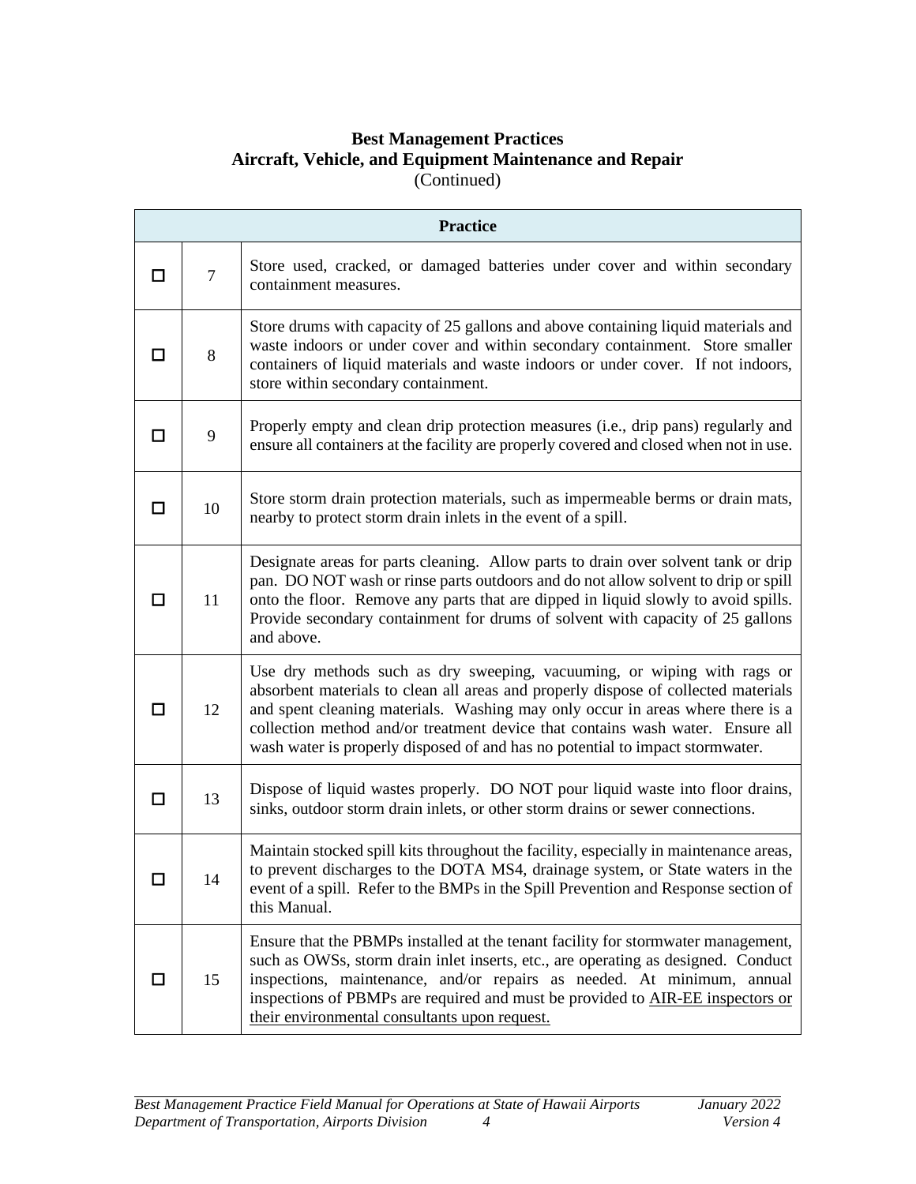**Best Management Practices**
**Aircraft, Vehicle, and Equipment Maintenance and Repair**
(Continued)

| | | Practice |
|---|---|---|
| ☐ | 7 | Store used, cracked, or damaged batteries under cover and within secondary containment measures. |
| ☐ | 8 | Store drums with capacity of 25 gallons and above containing liquid materials and waste indoors or under cover and within secondary containment. Store smaller containers of liquid materials and waste indoors or under cover. If not indoors, store within secondary containment. |
| ☐ | 9 | Properly empty and clean drip protection measures (i.e., drip pans) regularly and ensure all containers at the facility are properly covered and closed when not in use. |
| ☐ | 10 | Store storm drain protection materials, such as impermeable berms or drain mats, nearby to protect storm drain inlets in the event of a spill. |
| ☐ | 11 | Designate areas for parts cleaning. Allow parts to drain over solvent tank or drip pan. DO NOT wash or rinse parts outdoors and do not allow solvent to drip or spill onto the floor. Remove any parts that are dipped in liquid slowly to avoid spills. Provide secondary containment for drums of solvent with capacity of 25 gallons and above. |
| ☐ | 12 | Use dry methods such as dry sweeping, vacuuming, or wiping with rags or absorbent materials to clean all areas and properly dispose of collected materials and spent cleaning materials. Washing may only occur in areas where there is a collection method and/or treatment device that contains wash water. Ensure all wash water is properly disposed of and has no potential to impact stormwater. |
| ☐ | 13 | Dispose of liquid wastes properly. DO NOT pour liquid waste into floor drains, sinks, outdoor storm drain inlets, or other storm drains or sewer connections. |
| ☐ | 14 | Maintain stocked spill kits throughout the facility, especially in maintenance areas, to prevent discharges to the DOTA MS4, drainage system, or State waters in the event of a spill. Refer to the BMPs in the Spill Prevention and Response section of this Manual. |
| ☐ | 15 | Ensure that the PBMPs installed at the tenant facility for stormwater management, such as OWSs, storm drain inlet inserts, etc., are operating as designed. Conduct inspections, maintenance, and/or repairs as needed. At minimum, annual inspections of PBMPs are required and must be provided to <u>AIR-EE inspectors or their environmental consultants upon request.</u> |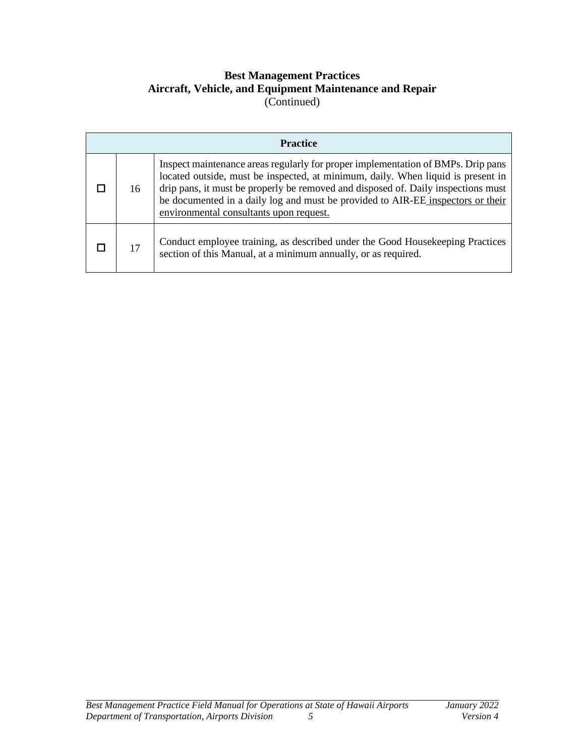**Best Management Practices**
**Aircraft, Vehicle, and Equipment Maintenance and Repair**
(Continued)

| Practice | | |
|---|---|---|
| ☐ | 16 | Inspect maintenance areas regularly for proper implementation of BMPs. Drip pans located outside, must be inspected, at minimum, daily. When liquid is present in drip pans, it must be properly be removed and disposed of. Daily inspections must be documented in a daily log and must be provided to AIR-EE inspectors or their environmental consultants upon request. |
| ☐ | 17 | Conduct employee training, as described under the Good Housekeeping Practices section of this Manual, at a minimum annually, or as required. |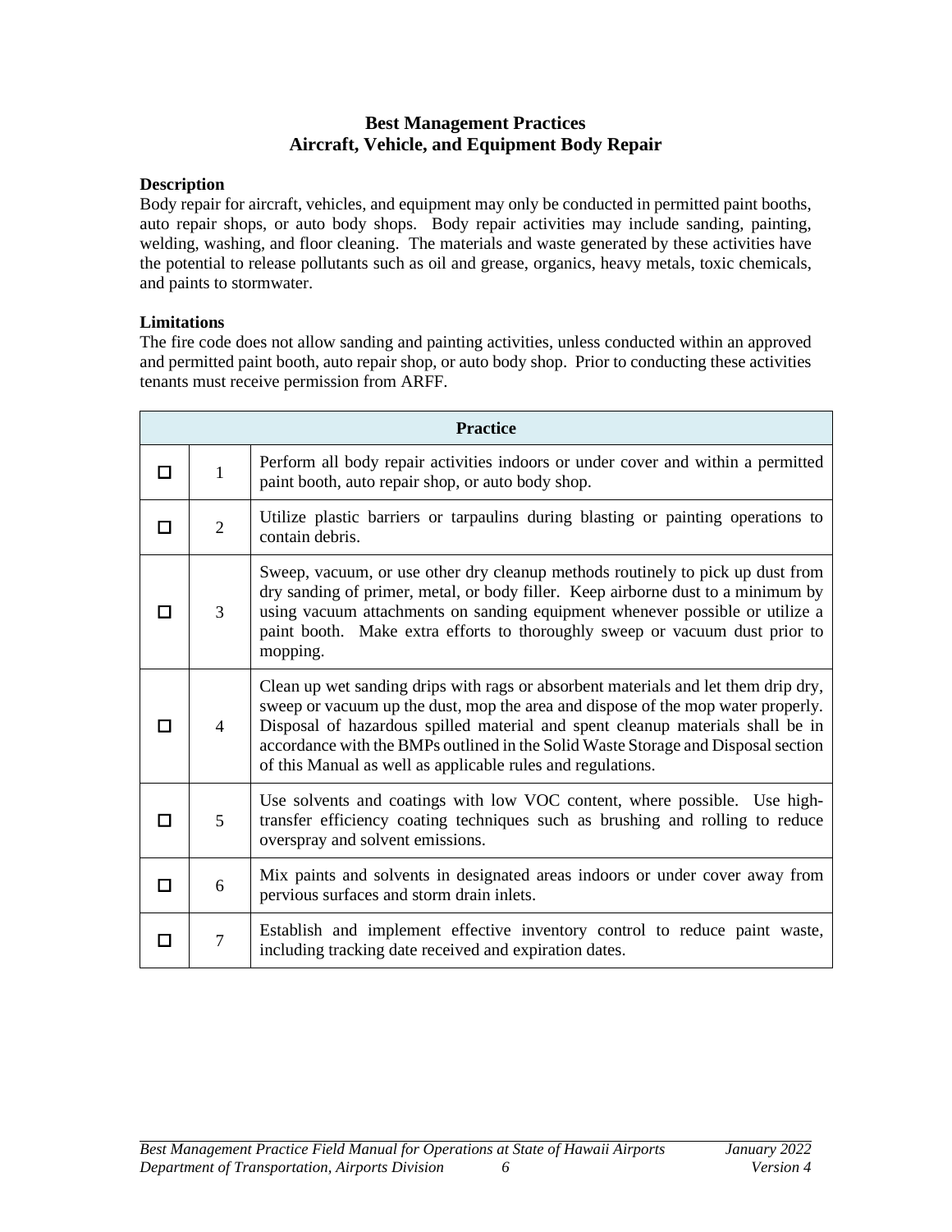# Best Management Practices
## Aircraft, Vehicle, and Equipment Body Repair

**Description**
Body repair for aircraft, vehicles, and equipment may only be conducted in permitted paint booths, auto repair shops, or auto body shops. Body repair activities may include sanding, painting, welding, washing, and floor cleaning. The materials and waste generated by these activities have the potential to release pollutants such as oil and grease, organics, heavy metals, toxic chemicals, and paints to stormwater.

**Limitations**
The fire code does not allow sanding and painting activities, unless conducted within an approved and permitted paint booth, auto repair shop, or auto body shop. Prior to conducting these activities tenants must receive permission from ARFF.

| Practice | | |
|---|---|---|
| ☐ | 1 | Perform all body repair activities indoors or under cover and within a permitted paint booth, auto repair shop, or auto body shop. |
| ☐ | 2 | Utilize plastic barriers or tarpaulins during blasting or painting operations to contain debris. |
| ☐ | 3 | Sweep, vacuum, or use other dry cleanup methods routinely to pick up dust from dry sanding of primer, metal, or body filler. Keep airborne dust to a minimum by using vacuum attachments on sanding equipment whenever possible or utilize a paint booth. Make extra efforts to thoroughly sweep or vacuum dust prior to mopping. |
| ☐ | 4 | Clean up wet sanding drips with rags or absorbent materials and let them drip dry, sweep or vacuum up the dust, mop the area and dispose of the mop water properly. Disposal of hazardous spilled material and spent cleanup materials shall be in accordance with the BMPs outlined in the Solid Waste Storage and Disposal section of this Manual as well as applicable rules and regulations. |
| ☐ | 5 | Use solvents and coatings with low VOC content, where possible. Use high-transfer efficiency coating techniques such as brushing and rolling to reduce overspray and solvent emissions. |
| ☐ | 6 | Mix paints and solvents in designated areas indoors or under cover away from pervious surfaces and storm drain inlets. |
| ☐ | 7 | Establish and implement effective inventory control to reduce paint waste, including tracking date received and expiration dates. |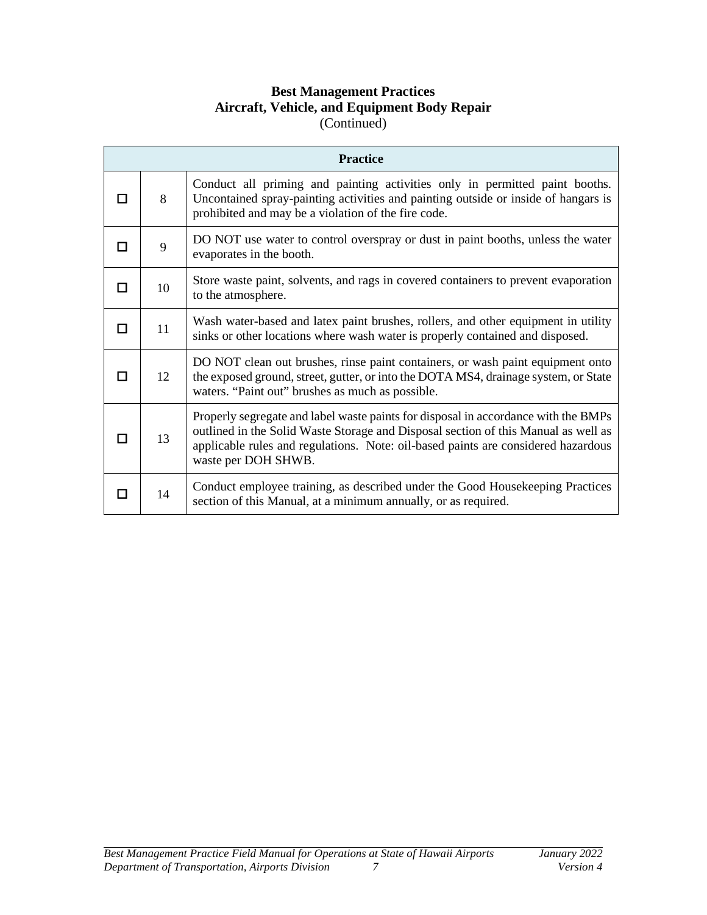**Best Management Practices**
**Aircraft, Vehicle, and Equipment Body Repair**
(Continued)

| Practice | | |
|---|---|---|
| ☐ | 8 | Conduct all priming and painting activities only in permitted paint booths. Uncontained spray-painting activities and painting outside or inside of hangars is prohibited and may be a violation of the fire code. |
| ☐ | 9 | DO NOT use water to control overspray or dust in paint booths, unless the water evaporates in the booth. |
| ☐ | 10 | Store waste paint, solvents, and rags in covered containers to prevent evaporation to the atmosphere. |
| ☐ | 11 | Wash water-based and latex paint brushes, rollers, and other equipment in utility sinks or other locations where wash water is properly contained and disposed. |
| ☐ | 12 | DO NOT clean out brushes, rinse paint containers, or wash paint equipment onto the exposed ground, street, gutter, or into the DOTA MS4, drainage system, or State waters. "Paint out" brushes as much as possible. |
| ☐ | 13 | Properly segregate and label waste paints for disposal in accordance with the BMPs outlined in the Solid Waste Storage and Disposal section of this Manual as well as applicable rules and regulations. Note: oil-based paints are considered hazardous waste per DOH SHWB. |
| ☐ | 14 | Conduct employee training, as described under the Good Housekeeping Practices section of this Manual, at a minimum annually, or as required. |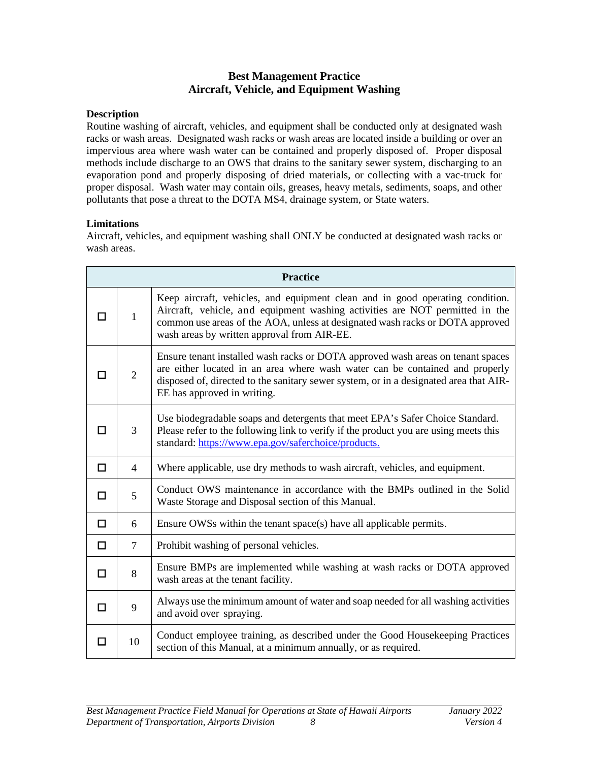## Best Management Practice
## Aircraft, Vehicle, and Equipment Washing

**Description**

Routine washing of aircraft, vehicles, and equipment shall be conducted only at designated wash racks or wash areas. Designated wash racks or wash areas are located inside a building or over an impervious area where wash water can be contained and properly disposed of. Proper disposal methods include discharge to an OWS that drains to the sanitary sewer system, discharging to an evaporation pond and properly disposing of dried materials, or collecting with a vac-truck for proper disposal. Wash water may contain oils, greases, heavy metals, sediments, soaps, and other pollutants that pose a threat to the DOTA MS4, drainage system, or State waters.

**Limitations**

Aircraft, vehicles, and equipment washing shall ONLY be conducted at designated wash racks or wash areas.

| | | **Practice** |
|---|---|---|
| ☐ | 1 | Keep aircraft, vehicles, and equipment clean and in good operating condition. Aircraft, vehicle, and equipment washing activities are NOT permitted in the common use areas of the AOA, unless at designated wash racks or DOTA approved wash areas by written approval from AIR-EE. |
| ☐ | 2 | Ensure tenant installed wash racks or DOTA approved wash areas on tenant spaces are either located in an area where wash water can be contained and properly disposed of, directed to the sanitary sewer system, or in a designated area that AIR-EE has approved in writing. |
| ☐ | 3 | Use biodegradable soaps and detergents that meet EPA's Safer Choice Standard. Please refer to the following link to verify if the product you are using meets this standard: [https://www.epa.gov/saferchoice/products.](https://www.epa.gov/saferchoice/products) |
| ☐ | 4 | Where applicable, use dry methods to wash aircraft, vehicles, and equipment. |
| ☐ | 5 | Conduct OWS maintenance in accordance with the BMPs outlined in the Solid Waste Storage and Disposal section of this Manual. |
| ☐ | 6 | Ensure OWSs within the tenant space(s) have all applicable permits. |
| ☐ | 7 | Prohibit washing of personal vehicles. |
| ☐ | 8 | Ensure BMPs are implemented while washing at wash racks or DOTA approved wash areas at the tenant facility. |
| ☐ | 9 | Always use the minimum amount of water and soap needed for all washing activities and avoid over spraying. |
| ☐ | 10 | Conduct employee training, as described under the Good Housekeeping Practices section of this Manual, at a minimum annually, or as required. |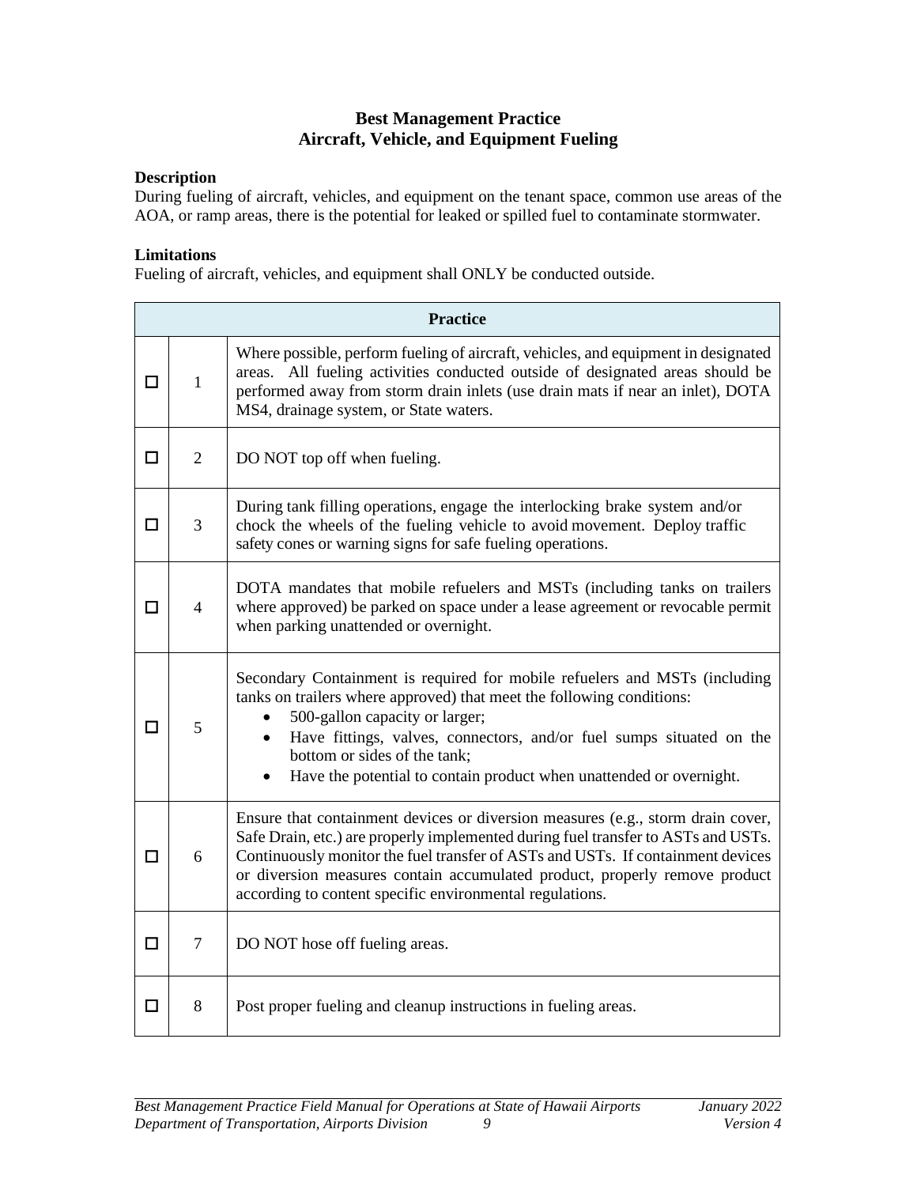# Best Management Practice
## Aircraft, Vehicle, and Equipment Fueling

**Description**

During fueling of aircraft, vehicles, and equipment on the tenant space, common use areas of the AOA, or ramp areas, there is the potential for leaked or spilled fuel to contaminate stormwater.

**Limitations**

Fueling of aircraft, vehicles, and equipment shall ONLY be conducted outside.

| Practice | | |
|---|---|---|
| ☐ | 1 | Where possible, perform fueling of aircraft, vehicles, and equipment in designated areas. All fueling activities conducted outside of designated areas should be performed away from storm drain inlets (use drain mats if near an inlet), DOTA MS4, drainage system, or State waters. |
| ☐ | 2 | DO NOT top off when fueling. |
| ☐ | 3 | During tank filling operations, engage the interlocking brake system and/or chock the wheels of the fueling vehicle to avoid movement. Deploy traffic safety cones or warning signs for safe fueling operations. |
| ☐ | 4 | DOTA mandates that mobile refuelers and MSTs (including tanks on trailers where approved) be parked on space under a lease agreement or revocable permit when parking unattended or overnight. |
| ☐ | 5 | Secondary Containment is required for mobile refuelers and MSTs (including tanks on trailers where approved) that meet the following conditions: <br>• 500-gallon capacity or larger; <br>• Have fittings, valves, connectors, and/or fuel sumps situated on the bottom or sides of the tank; <br>• Have the potential to contain product when unattended or overnight. |
| ☐ | 6 | Ensure that containment devices or diversion measures (e.g., storm drain cover, Safe Drain, etc.) are properly implemented during fuel transfer to ASTs and USTs. Continuously monitor the fuel transfer of ASTs and USTs. If containment devices or diversion measures contain accumulated product, properly remove product according to content specific environmental regulations. |
| ☐ | 7 | DO NOT hose off fueling areas. |
| ☐ | 8 | Post proper fueling and cleanup instructions in fueling areas. |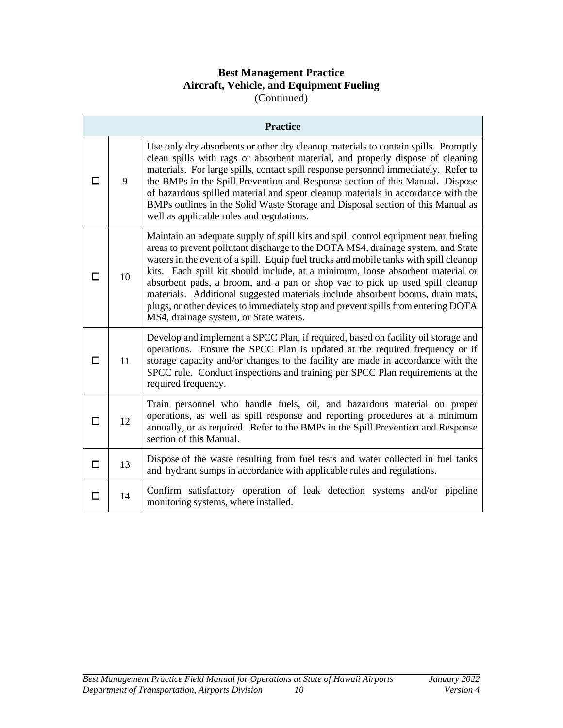**Best Management Practice**
**Aircraft, Vehicle, and Equipment Fueling**
(Continued)

| | | Practice |
|---|---|---|
| ☐ | 9 | Use only dry absorbents or other dry cleanup materials to contain spills. Promptly clean spills with rags or absorbent material, and properly dispose of cleaning materials. For large spills, contact spill response personnel immediately. Refer to the BMPs in the Spill Prevention and Response section of this Manual. Dispose of hazardous spilled material and spent cleanup materials in accordance with the BMPs outlines in the Solid Waste Storage and Disposal section of this Manual as well as applicable rules and regulations. |
| ☐ | 10 | Maintain an adequate supply of spill kits and spill control equipment near fueling areas to prevent pollutant discharge to the DOTA MS4, drainage system, and State waters in the event of a spill. Equip fuel trucks and mobile tanks with spill cleanup kits. Each spill kit should include, at a minimum, loose absorbent material or absorbent pads, a broom, and a pan or shop vac to pick up used spill cleanup materials. Additional suggested materials include absorbent booms, drain mats, plugs, or other devices to immediately stop and prevent spills from entering DOTA MS4, drainage system, or State waters. |
| ☐ | 11 | Develop and implement a SPCC Plan, if required, based on facility oil storage and operations. Ensure the SPCC Plan is updated at the required frequency or if storage capacity and/or changes to the facility are made in accordance with the SPCC rule. Conduct inspections and training per SPCC Plan requirements at the required frequency. |
| ☐ | 12 | Train personnel who handle fuels, oil, and hazardous material on proper operations, as well as spill response and reporting procedures at a minimum annually, or as required. Refer to the BMPs in the Spill Prevention and Response section of this Manual. |
| ☐ | 13 | Dispose of the waste resulting from fuel tests and water collected in fuel tanks and hydrant sumps in accordance with applicable rules and regulations. |
| ☐ | 14 | Confirm satisfactory operation of leak detection systems and/or pipeline monitoring systems, where installed. |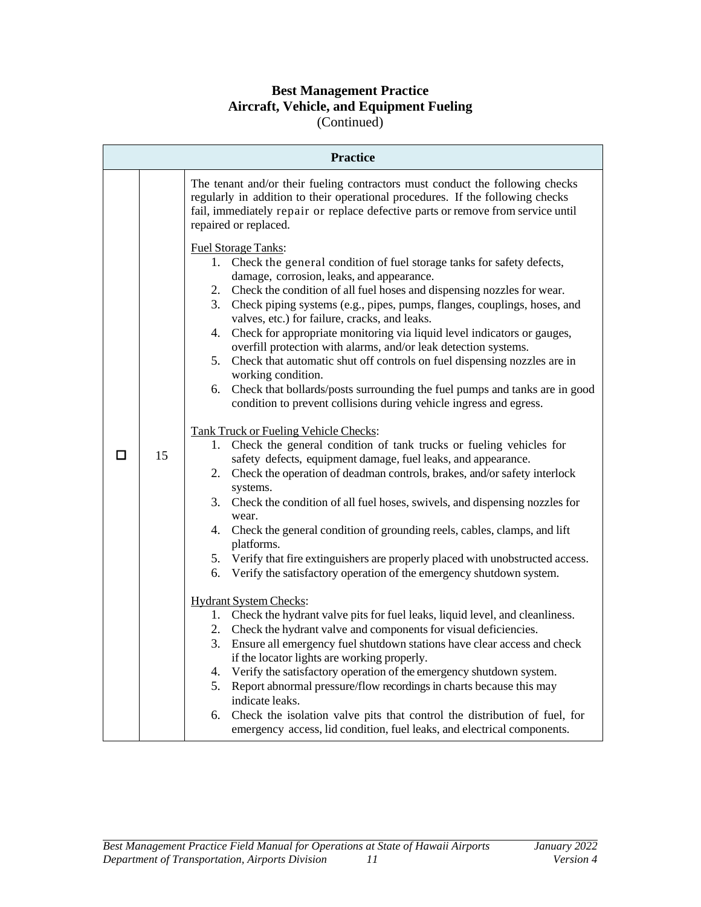**Best Management Practice**
**Aircraft, Vehicle, and Equipment Fueling**
(Continued)

| | | Practice |
|---|---|---|
| ☐ | 15 | The tenant and/or their fueling contractors must conduct the following checks regularly in addition to their operational procedures. If the following checks fail, immediately repair or replace defective parts or remove from service until repaired or replaced.<br><br>Fuel Storage Tanks:<br>1. Check the general condition of fuel storage tanks for safety defects, damage, corrosion, leaks, and appearance.<br>2. Check the condition of all fuel hoses and dispensing nozzles for wear.<br>3. Check piping systems (e.g., pipes, pumps, flanges, couplings, hoses, and valves, etc.) for failure, cracks, and leaks.<br>4. Check for appropriate monitoring via liquid level indicators or gauges, overfill protection with alarms, and/or leak detection systems.<br>5. Check that automatic shut off controls on fuel dispensing nozzles are in working condition.<br>6. Check that bollards/posts surrounding the fuel pumps and tanks are in good condition to prevent collisions during vehicle ingress and egress.<br><br>Tank Truck or Fueling Vehicle Checks:<br>1. Check the general condition of tank trucks or fueling vehicles for safety defects, equipment damage, fuel leaks, and appearance.<br>2. Check the operation of deadman controls, brakes, and/or safety interlock systems.<br>3. Check the condition of all fuel hoses, swivels, and dispensing nozzles for wear.<br>4. Check the general condition of grounding reels, cables, clamps, and lift platforms.<br>5. Verify that fire extinguishers are properly placed with unobstructed access.<br>6. Verify the satisfactory operation of the emergency shutdown system.<br><br>Hydrant System Checks:<br>1. Check the hydrant valve pits for fuel leaks, liquid level, and cleanliness.<br>2. Check the hydrant valve and components for visual deficiencies.<br>3. Ensure all emergency fuel shutdown stations have clear access and check if the locator lights are working properly.<br>4. Verify the satisfactory operation of the emergency shutdown system.<br>5. Report abnormal pressure/flow recordings in charts because this may indicate leaks.<br>6. Check the isolation valve pits that control the distribution of fuel, for emergency access, lid condition, fuel leaks, and electrical components. |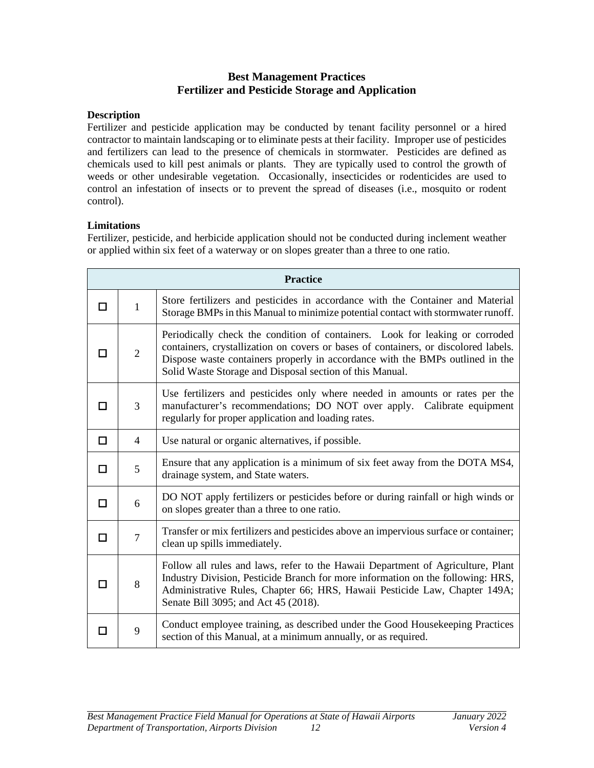## Best Management Practices
## Fertilizer and Pesticide Storage and Application

**Description**

Fertilizer and pesticide application may be conducted by tenant facility personnel or a hired contractor to maintain landscaping or to eliminate pests at their facility. Improper use of pesticides and fertilizers can lead to the presence of chemicals in stormwater. Pesticides are defined as chemicals used to kill pest animals or plants. They are typically used to control the growth of weeds or other undesirable vegetation. Occasionally, insecticides or rodenticides are used to control an infestation of insects or to prevent the spread of diseases (i.e., mosquito or rodent control).

**Limitations**

Fertilizer, pesticide, and herbicide application should not be conducted during inclement weather or applied within six feet of a waterway or on slopes greater than a three to one ratio.

| Practice | | |
|---|---|---|
| ☐ | 1 | Store fertilizers and pesticides in accordance with the Container and Material Storage BMPs in this Manual to minimize potential contact with stormwater runoff. |
| ☐ | 2 | Periodically check the condition of containers. Look for leaking or corroded containers, crystallization on covers or bases of containers, or discolored labels. Dispose waste containers properly in accordance with the BMPs outlined in the Solid Waste Storage and Disposal section of this Manual. |
| ☐ | 3 | Use fertilizers and pesticides only where needed in amounts or rates per the manufacturer's recommendations; DO NOT over apply. Calibrate equipment regularly for proper application and loading rates. |
| ☐ | 4 | Use natural or organic alternatives, if possible. |
| ☐ | 5 | Ensure that any application is a minimum of six feet away from the DOTA MS4, drainage system, and State waters. |
| ☐ | 6 | DO NOT apply fertilizers or pesticides before or during rainfall or high winds or on slopes greater than a three to one ratio. |
| ☐ | 7 | Transfer or mix fertilizers and pesticides above an impervious surface or container; clean up spills immediately. |
| ☐ | 8 | Follow all rules and laws, refer to the Hawaii Department of Agriculture, Plant Industry Division, Pesticide Branch for more information on the following: HRS, Administrative Rules, Chapter 66; HRS, Hawaii Pesticide Law, Chapter 149A; Senate Bill 3095; and Act 45 (2018). |
| ☐ | 9 | Conduct employee training, as described under the Good Housekeeping Practices section of this Manual, at a minimum annually, or as required. |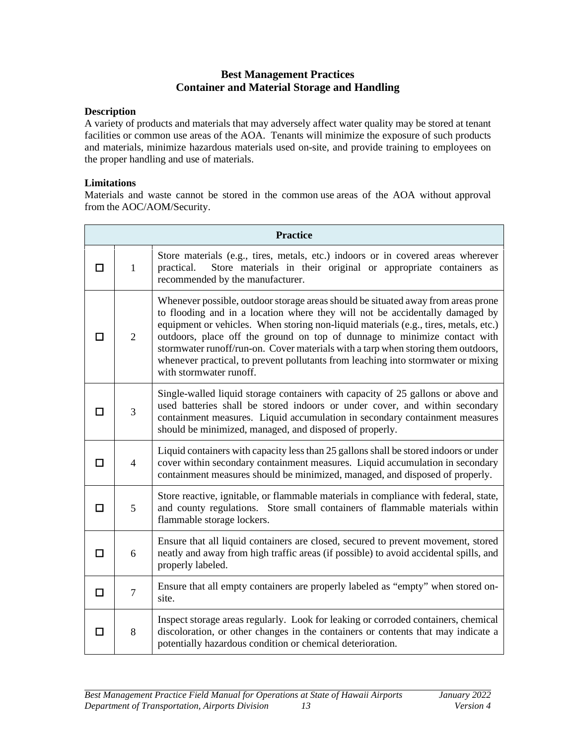# Best Management Practices
## Container and Material Storage and Handling

**Description**

A variety of products and materials that may adversely affect water quality may be stored at tenant facilities or common use areas of the AOA. Tenants will minimize the exposure of such products and materials, minimize hazardous materials used on-site, and provide training to employees on the proper handling and use of materials.

**Limitations**

Materials and waste cannot be stored in the common use areas of the AOA without approval from the AOC/AOM/Security.

| | | Practice |
|---|---|---|
| ☐ | 1 | Store materials (e.g., tires, metals, etc.) indoors or in covered areas wherever practical. Store materials in their original or appropriate containers as recommended by the manufacturer. |
| ☐ | 2 | Whenever possible, outdoor storage areas should be situated away from areas prone to flooding and in a location where they will not be accidentally damaged by equipment or vehicles. When storing non-liquid materials (e.g., tires, metals, etc.) outdoors, place off the ground on top of dunnage to minimize contact with stormwater runoff/run-on. Cover materials with a tarp when storing them outdoors, whenever practical, to prevent pollutants from leaching into stormwater or mixing with stormwater runoff. |
| ☐ | 3 | Single-walled liquid storage containers with capacity of 25 gallons or above and used batteries shall be stored indoors or under cover, and within secondary containment measures. Liquid accumulation in secondary containment measures should be minimized, managed, and disposed of properly. |
| ☐ | 4 | Liquid containers with capacity less than 25 gallons shall be stored indoors or under cover within secondary containment measures. Liquid accumulation in secondary containment measures should be minimized, managed, and disposed of properly. |
| ☐ | 5 | Store reactive, ignitable, or flammable materials in compliance with federal, state, and county regulations. Store small containers of flammable materials within flammable storage lockers. |
| ☐ | 6 | Ensure that all liquid containers are closed, secured to prevent movement, stored neatly and away from high traffic areas (if possible) to avoid accidental spills, and properly labeled. |
| ☐ | 7 | Ensure that all empty containers are properly labeled as "empty" when stored on-site. |
| ☐ | 8 | Inspect storage areas regularly. Look for leaking or corroded containers, chemical discoloration, or other changes in the containers or contents that may indicate a potentially hazardous condition or chemical deterioration. |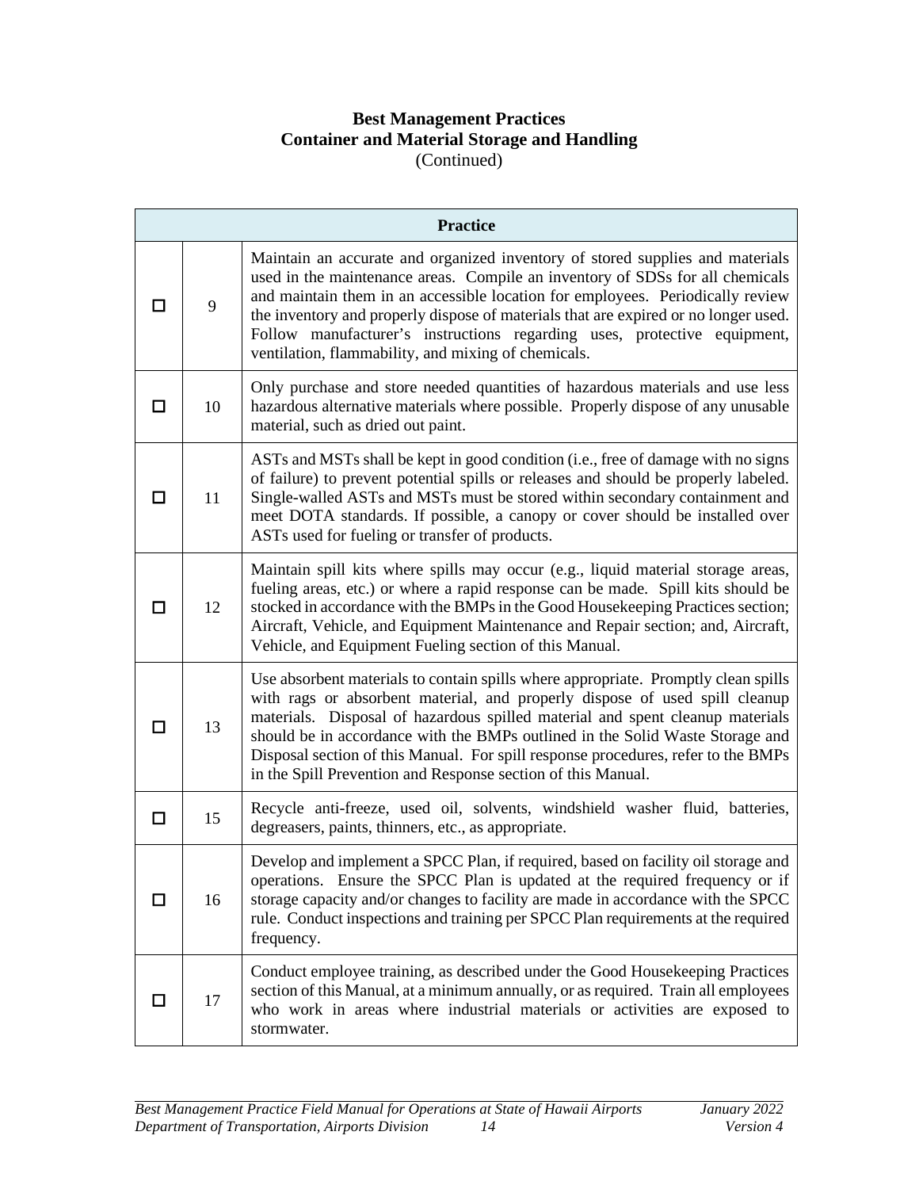**Best Management Practices**
**Container and Material Storage and Handling**
(Continued)

| Practice | | |
|---|---|---|
| ☐ | 9 | Maintain an accurate and organized inventory of stored supplies and materials used in the maintenance areas. Compile an inventory of SDSs for all chemicals and maintain them in an accessible location for employees. Periodically review the inventory and properly dispose of materials that are expired or no longer used. Follow manufacturer's instructions regarding uses, protective equipment, ventilation, flammability, and mixing of chemicals. |
| ☐ | 10 | Only purchase and store needed quantities of hazardous materials and use less hazardous alternative materials where possible. Properly dispose of any unusable material, such as dried out paint. |
| ☐ | 11 | ASTs and MSTs shall be kept in good condition (i.e., free of damage with no signs of failure) to prevent potential spills or releases and should be properly labeled. Single-walled ASTs and MSTs must be stored within secondary containment and meet DOTA standards. If possible, a canopy or cover should be installed over ASTs used for fueling or transfer of products. |
| ☐ | 12 | Maintain spill kits where spills may occur (e.g., liquid material storage areas, fueling areas, etc.) or where a rapid response can be made. Spill kits should be stocked in accordance with the BMPs in the Good Housekeeping Practices section; Aircraft, Vehicle, and Equipment Maintenance and Repair section; and, Aircraft, Vehicle, and Equipment Fueling section of this Manual. |
| ☐ | 13 | Use absorbent materials to contain spills where appropriate. Promptly clean spills with rags or absorbent material, and properly dispose of used spill cleanup materials. Disposal of hazardous spilled material and spent cleanup materials should be in accordance with the BMPs outlined in the Solid Waste Storage and Disposal section of this Manual. For spill response procedures, refer to the BMPs in the Spill Prevention and Response section of this Manual. |
| ☐ | 15 | Recycle anti-freeze, used oil, solvents, windshield washer fluid, batteries, degreasers, paints, thinners, etc., as appropriate. |
| ☐ | 16 | Develop and implement a SPCC Plan, if required, based on facility oil storage and operations. Ensure the SPCC Plan is updated at the required frequency or if storage capacity and/or changes to facility are made in accordance with the SPCC rule. Conduct inspections and training per SPCC Plan requirements at the required frequency. |
| ☐ | 17 | Conduct employee training, as described under the Good Housekeeping Practices section of this Manual, at a minimum annually, or as required. Train all employees who work in areas where industrial materials or activities are exposed to stormwater. |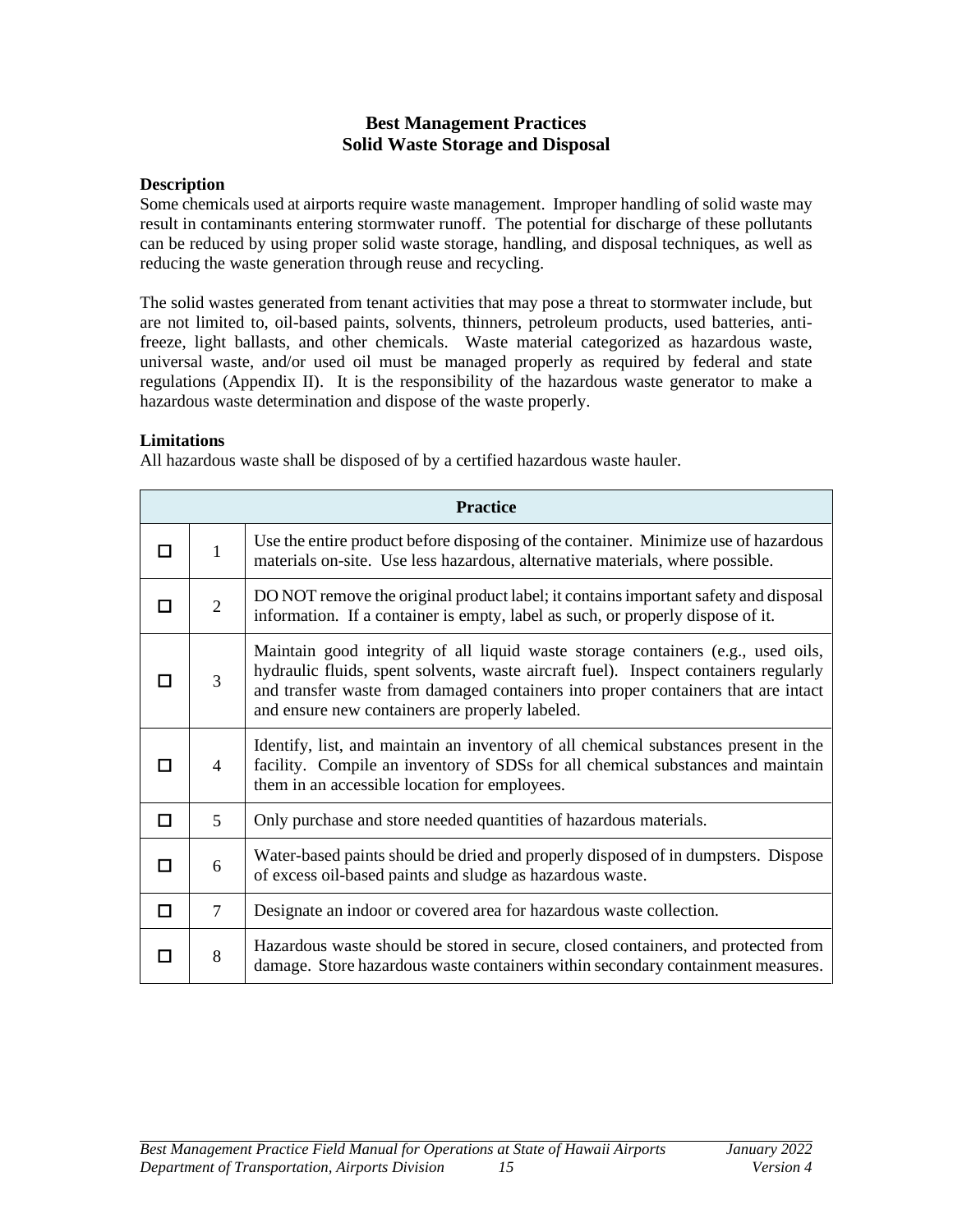# Best Management Practices
# Solid Waste Storage and Disposal

### Description

Some chemicals used at airports require waste management. Improper handling of solid waste may result in contaminants entering stormwater runoff. The potential for discharge of these pollutants can be reduced by using proper solid waste storage, handling, and disposal techniques, as well as reducing the waste generation through reuse and recycling.

The solid wastes generated from tenant activities that may pose a threat to stormwater include, but are not limited to, oil-based paints, solvents, thinners, petroleum products, used batteries, anti-freeze, light ballasts, and other chemicals. Waste material categorized as hazardous waste, universal waste, and/or used oil must be managed properly as required by federal and state regulations (Appendix II). It is the responsibility of the hazardous waste generator to make a hazardous waste determination and dispose of the waste properly.

### Limitations

All hazardous waste shall be disposed of by a certified hazardous waste hauler.

| Practice | | |
|---|---|---|
| ☐ | 1 | Use the entire product before disposing of the container. Minimize use of hazardous materials on-site. Use less hazardous, alternative materials, where possible. |
| ☐ | 2 | DO NOT remove the original product label; it contains important safety and disposal information. If a container is empty, label as such, or properly dispose of it. |
| ☐ | 3 | Maintain good integrity of all liquid waste storage containers (e.g., used oils, hydraulic fluids, spent solvents, waste aircraft fuel). Inspect containers regularly and transfer waste from damaged containers into proper containers that are intact and ensure new containers are properly labeled. |
| ☐ | 4 | Identify, list, and maintain an inventory of all chemical substances present in the facility. Compile an inventory of SDSs for all chemical substances and maintain them in an accessible location for employees. |
| ☐ | 5 | Only purchase and store needed quantities of hazardous materials. |
| ☐ | 6 | Water-based paints should be dried and properly disposed of in dumpsters. Dispose of excess oil-based paints and sludge as hazardous waste. |
| ☐ | 7 | Designate an indoor or covered area for hazardous waste collection. |
| ☐ | 8 | Hazardous waste should be stored in secure, closed containers, and protected from damage. Store hazardous waste containers within secondary containment measures. |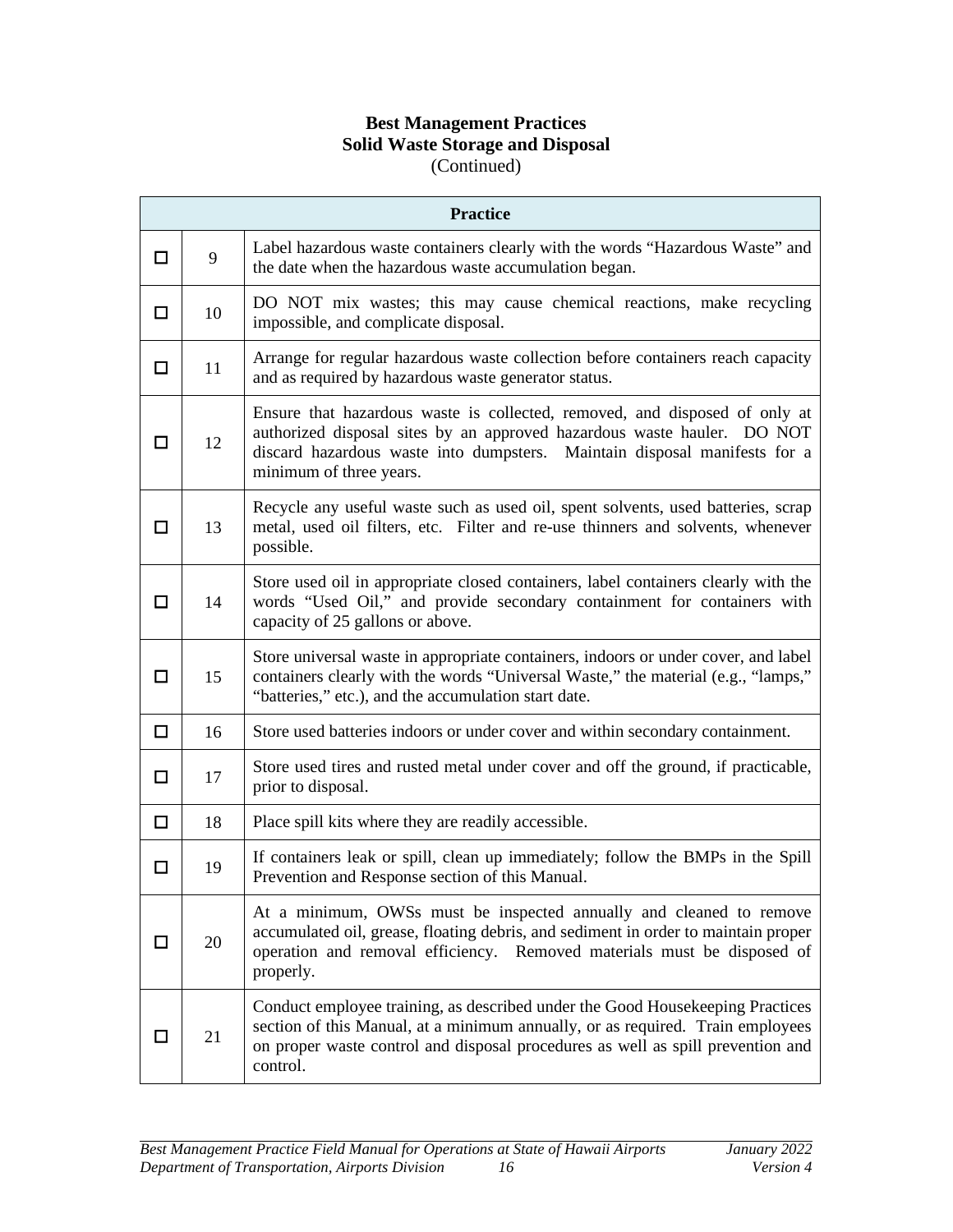**Best Management Practices**
**Solid Waste Storage and Disposal**
(Continued)

| | | Practice |
|---|---|---|
| ☐ | 9 | Label hazardous waste containers clearly with the words "Hazardous Waste" and the date when the hazardous waste accumulation began. |
| ☐ | 10 | DO NOT mix wastes; this may cause chemical reactions, make recycling impossible, and complicate disposal. |
| ☐ | 11 | Arrange for regular hazardous waste collection before containers reach capacity and as required by hazardous waste generator status. |
| ☐ | 12 | Ensure that hazardous waste is collected, removed, and disposed of only at authorized disposal sites by an approved hazardous waste hauler. DO NOT discard hazardous waste into dumpsters. Maintain disposal manifests for a minimum of three years. |
| ☐ | 13 | Recycle any useful waste such as used oil, spent solvents, used batteries, scrap metal, used oil filters, etc. Filter and re-use thinners and solvents, whenever possible. |
| ☐ | 14 | Store used oil in appropriate closed containers, label containers clearly with the words "Used Oil," and provide secondary containment for containers with capacity of 25 gallons or above. |
| ☐ | 15 | Store universal waste in appropriate containers, indoors or under cover, and label containers clearly with the words "Universal Waste," the material (e.g., "lamps," "batteries," etc.), and the accumulation start date. |
| ☐ | 16 | Store used batteries indoors or under cover and within secondary containment. |
| ☐ | 17 | Store used tires and rusted metal under cover and off the ground, if practicable, prior to disposal. |
| ☐ | 18 | Place spill kits where they are readily accessible. |
| ☐ | 19 | If containers leak or spill, clean up immediately; follow the BMPs in the Spill Prevention and Response section of this Manual. |
| ☐ | 20 | At a minimum, OWSs must be inspected annually and cleaned to remove accumulated oil, grease, floating debris, and sediment in order to maintain proper operation and removal efficiency. Removed materials must be disposed of properly. |
| ☐ | 21 | Conduct employee training, as described under the Good Housekeeping Practices section of this Manual, at a minimum annually, or as required. Train employees on proper waste control and disposal procedures as well as spill prevention and control. |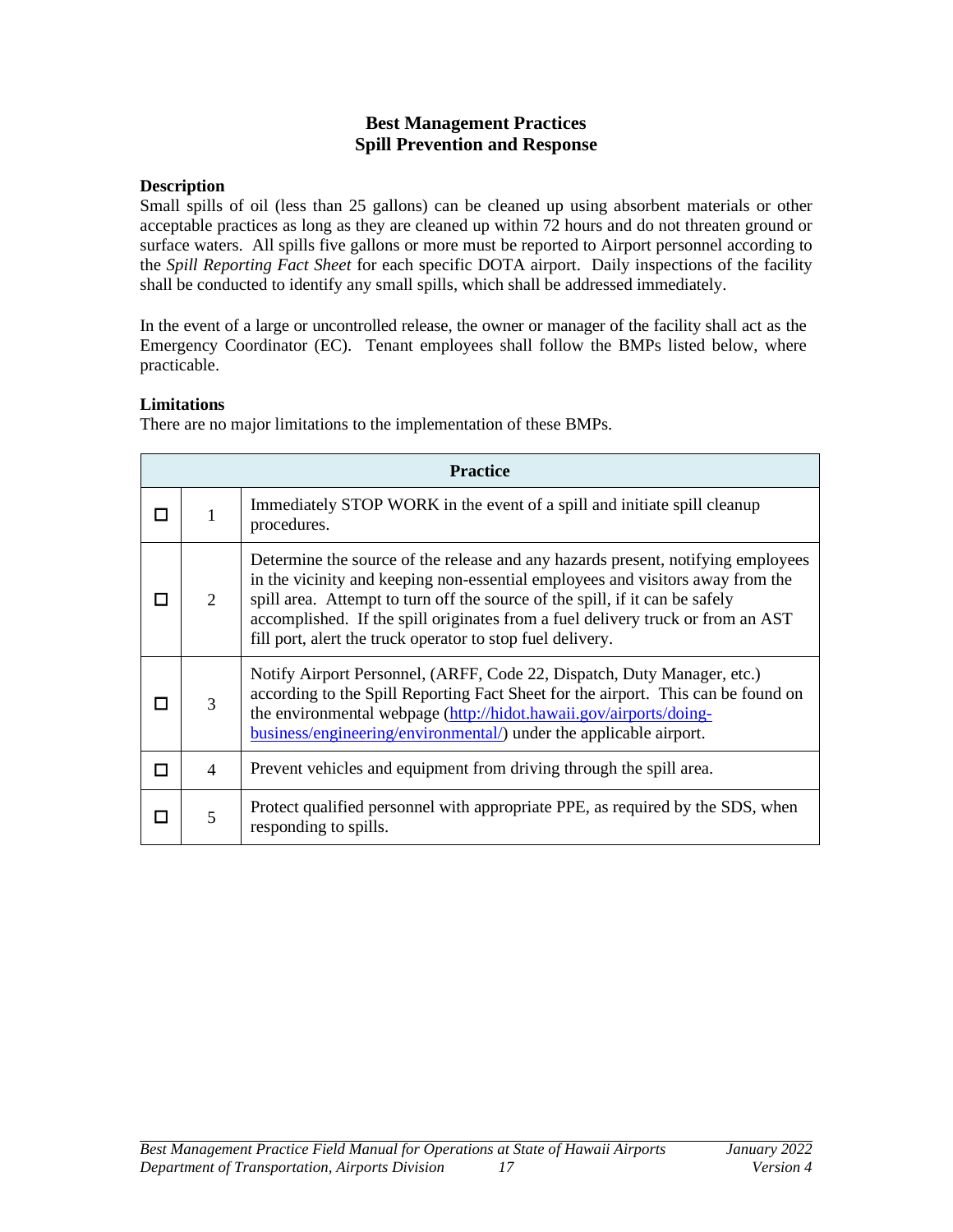# Best Management Practices
## Spill Prevention and Response

**Description**

Small spills of oil (less than 25 gallons) can be cleaned up using absorbent materials or other acceptable practices as long as they are cleaned up within 72 hours and do not threaten ground or surface waters. All spills five gallons or more must be reported to Airport personnel according to the *Spill Reporting Fact Sheet* for each specific DOTA airport. Daily inspections of the facility shall be conducted to identify any small spills, which shall be addressed immediately.

In the event of a large or uncontrolled release, the owner or manager of the facility shall act as the Emergency Coordinator (EC). Tenant employees shall follow the BMPs listed below, where practicable.

**Limitations**

There are no major limitations to the implementation of these BMPs.

| | | Practice |
|---|---|---|
| ☐ | 1 | Immediately STOP WORK in the event of a spill and initiate spill cleanup procedures. |
| ☐ | 2 | Determine the source of the release and any hazards present, notifying employees in the vicinity and keeping non-essential employees and visitors away from the spill area. Attempt to turn off the source of the spill, if it can be safely accomplished. If the spill originates from a fuel delivery truck or from an AST fill port, alert the truck operator to stop fuel delivery. |
| ☐ | 3 | Notify Airport Personnel, (ARFF, Code 22, Dispatch, Duty Manager, etc.) according to the Spill Reporting Fact Sheet for the airport. This can be found on the environmental webpage (http://hidot.hawaii.gov/airports/doing-business/engineering/environmental/) under the applicable airport. |
| ☐ | 4 | Prevent vehicles and equipment from driving through the spill area. |
| ☐ | 5 | Protect qualified personnel with appropriate PPE, as required by the SDS, when responding to spills. |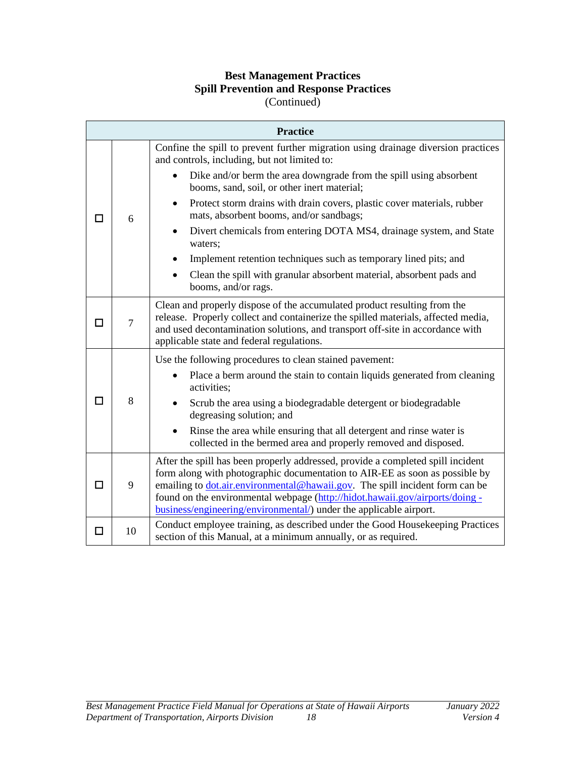**Best Management Practices**
**Spill Prevention and Response Practices**
(Continued)

| | | Practice |
|---|---|---|
| ☐ | 6 | Confine the spill to prevent further migration using drainage diversion practices and controls, including, but not limited to:<br>• Dike and/or berm the area downgrade from the spill using absorbent booms, sand, soil, or other inert material;<br>• Protect storm drains with drain covers, plastic cover materials, rubber mats, absorbent booms, and/or sandbags;<br>• Divert chemicals from entering DOTA MS4, drainage system, and State waters;<br>• Implement retention techniques such as temporary lined pits; and<br>• Clean the spill with granular absorbent material, absorbent pads and booms, and/or rags. |
| ☐ | 7 | Clean and properly dispose of the accumulated product resulting from the release. Properly collect and containerize the spilled materials, affected media, and used decontamination solutions, and transport off-site in accordance with applicable state and federal regulations. |
| ☐ | 8 | Use the following procedures to clean stained pavement:<br>• Place a berm around the stain to contain liquids generated from cleaning activities;<br>• Scrub the area using a biodegradable detergent or biodegradable degreasing solution; and<br>• Rinse the area while ensuring that all detergent and rinse water is collected in the bermed area and properly removed and disposed. |
| ☐ | 9 | After the spill has been properly addressed, provide a completed spill incident form along with photographic documentation to AIR-EE as soon as possible by emailing to dot.air.environmental@hawaii.gov. The spill incident form can be found on the environmental webpage (http://hidot.hawaii.gov/airports/doing-business/engineering/environmental/) under the applicable airport. |
| ☐ | 10 | Conduct employee training, as described under the Good Housekeeping Practices section of this Manual, at a minimum annually, or as required. |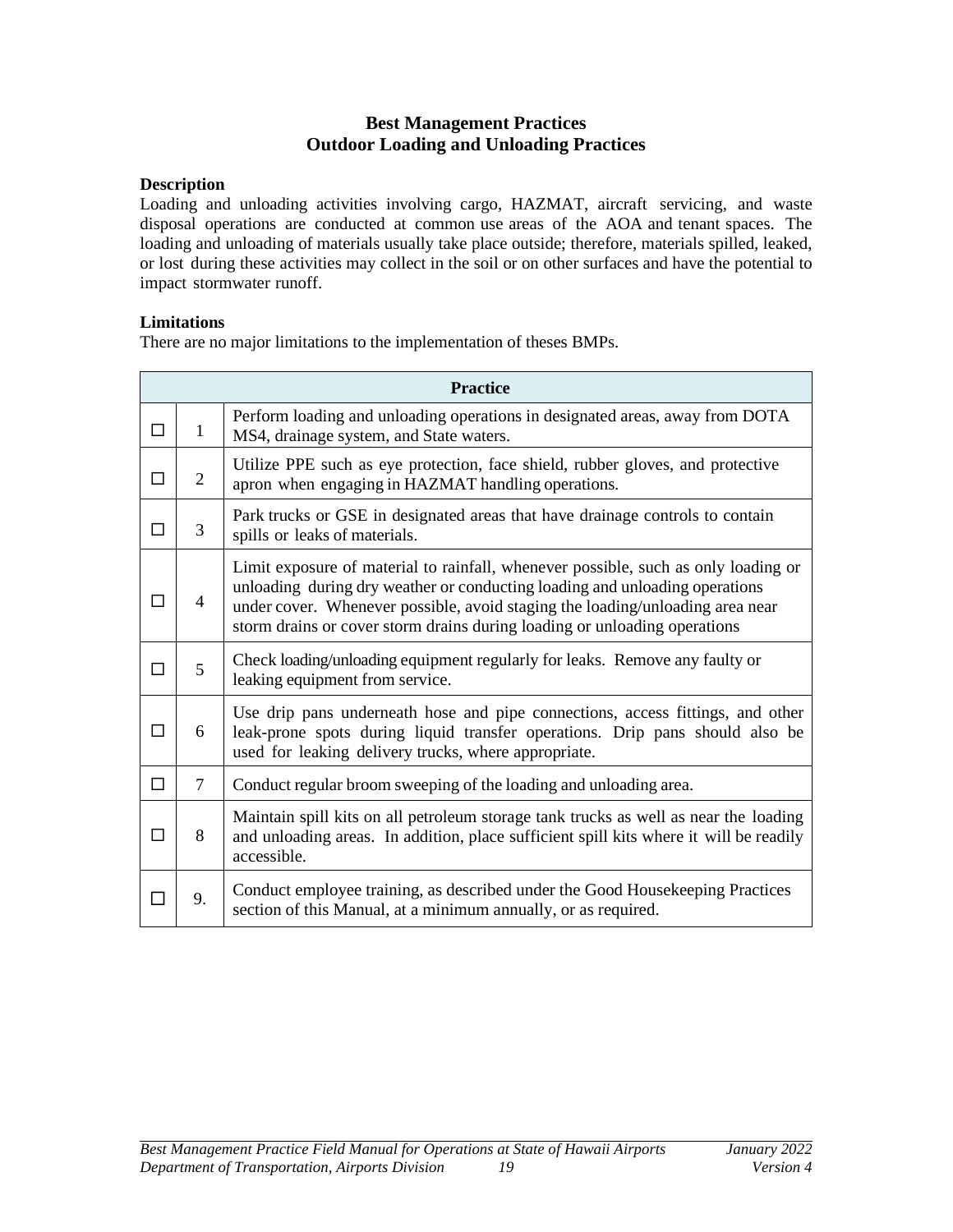# Best Management Practices
## Outdoor Loading and Unloading Practices

**Description**

Loading and unloading activities involving cargo, HAZMAT, aircraft servicing, and waste disposal operations are conducted at common use areas of the AOA and tenant spaces. The loading and unloading of materials usually take place outside; therefore, materials spilled, leaked, or lost during these activities may collect in the soil or on other surfaces and have the potential to impact stormwater runoff.

**Limitations**

There are no major limitations to the implementation of theses BMPs.

| | | Practice |
|---|---|---|
| ☐ | 1 | Perform loading and unloading operations in designated areas, away from DOTA MS4, drainage system, and State waters. |
| ☐ | 2 | Utilize PPE such as eye protection, face shield, rubber gloves, and protective apron when engaging in HAZMAT handling operations. |
| ☐ | 3 | Park trucks or GSE in designated areas that have drainage controls to contain spills or leaks of materials. |
| ☐ | 4 | Limit exposure of material to rainfall, whenever possible, such as only loading or unloading during dry weather or conducting loading and unloading operations under cover. Whenever possible, avoid staging the loading/unloading area near storm drains or cover storm drains during loading or unloading operations |
| ☐ | 5 | Check loading/unloading equipment regularly for leaks. Remove any faulty or leaking equipment from service. |
| ☐ | 6 | Use drip pans underneath hose and pipe connections, access fittings, and other leak-prone spots during liquid transfer operations. Drip pans should also be used for leaking delivery trucks, where appropriate. |
| ☐ | 7 | Conduct regular broom sweeping of the loading and unloading area. |
| ☐ | 8 | Maintain spill kits on all petroleum storage tank trucks as well as near the loading and unloading areas. In addition, place sufficient spill kits where it will be readily accessible. |
| ☐ | 9. | Conduct employee training, as described under the Good Housekeeping Practices section of this Manual, at a minimum annually, or as required. |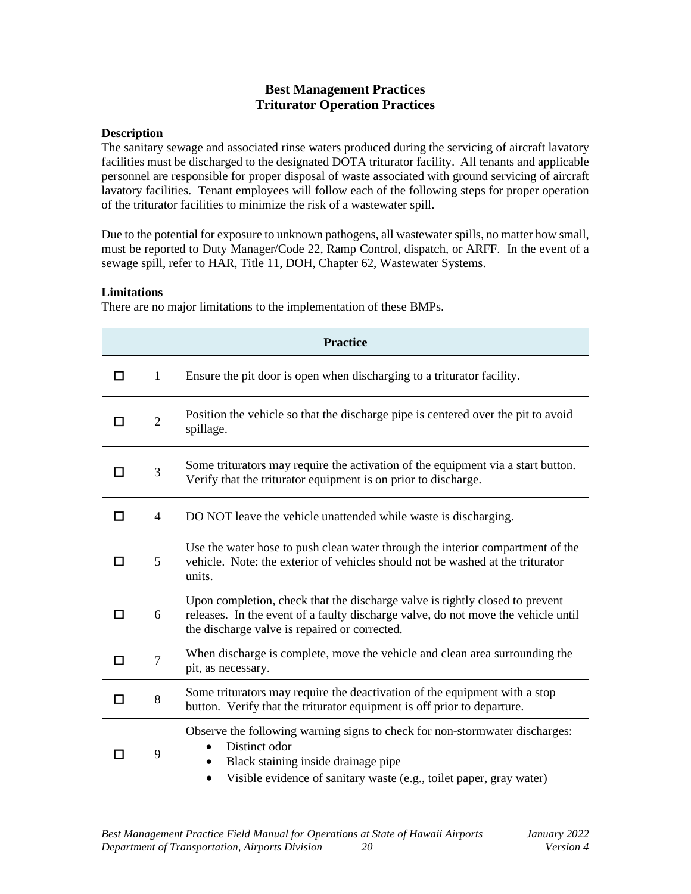# Best Management Practices
## Trituator Operation Practices

**Description**

The sanitary sewage and associated rinse waters produced during the servicing of aircraft lavatory facilities must be discharged to the designated DOTA triturator facility. All tenants and applicable personnel are responsible for proper disposal of waste associated with ground servicing of aircraft lavatory facilities. Tenant employees will follow each of the following steps for proper operation of the triturator facilities to minimize the risk of a wastewater spill.

Due to the potential for exposure to unknown pathogens, all wastewater spills, no matter how small, must be reported to Duty Manager/Code 22, Ramp Control, dispatch, or ARFF. In the event of a sewage spill, refer to HAR, Title 11, DOH, Chapter 62, Wastewater Systems.

**Limitations**

There are no major limitations to the implementation of these BMPs.

| | | Practice |
|---|---|---|
| ☐ | 1 | Ensure the pit door is open when discharging to a triturator facility. |
| ☐ | 2 | Position the vehicle so that the discharge pipe is centered over the pit to avoid spillage. |
| ☐ | 3 | Some triturators may require the activation of the equipment via a start button. Verify that the triturator equipment is on prior to discharge. |
| ☐ | 4 | DO NOT leave the vehicle unattended while waste is discharging. |
| ☐ | 5 | Use the water hose to push clean water through the interior compartment of the vehicle. Note: the exterior of vehicles should not be washed at the triturator units. |
| ☐ | 6 | Upon completion, check that the discharge valve is tightly closed to prevent releases. In the event of a faulty discharge valve, do not move the vehicle until the discharge valve is repaired or corrected. |
| ☐ | 7 | When discharge is complete, move the vehicle and clean area surrounding the pit, as necessary. |
| ☐ | 8 | Some triturators may require the deactivation of the equipment with a stop button. Verify that the triturator equipment is off prior to departure. |
| ☐ | 9 | Observe the following warning signs to check for non-stormwater discharges:<br>• Distinct odor<br>• Black staining inside drainage pipe<br>• Visible evidence of sanitary waste (e.g., toilet paper, gray water) |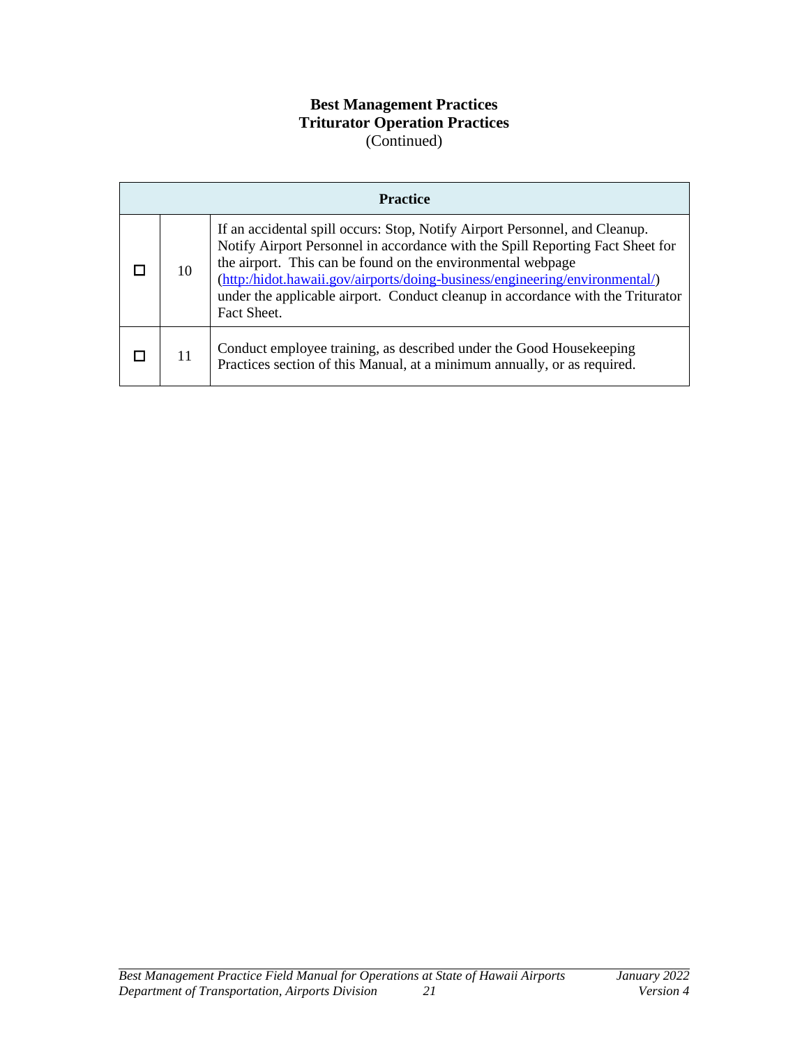**Best Management Practices**
**Triturator Operation Practices**
(Continued)

| Practice | | |
|---|---|---|
| ☐ | 10 | If an accidental spill occurs: Stop, Notify Airport Personnel, and Cleanup. Notify Airport Personnel in accordance with the Spill Reporting Fact Sheet for the airport. This can be found on the environmental webpage (http:/hidot.hawaii.gov/airports/doing-business/engineering/environmental/) under the applicable airport. Conduct cleanup in accordance with the Triturator Fact Sheet. |
| ☐ | 11 | Conduct employee training, as described under the Good Housekeeping Practices section of this Manual, at a minimum annually, or as required. |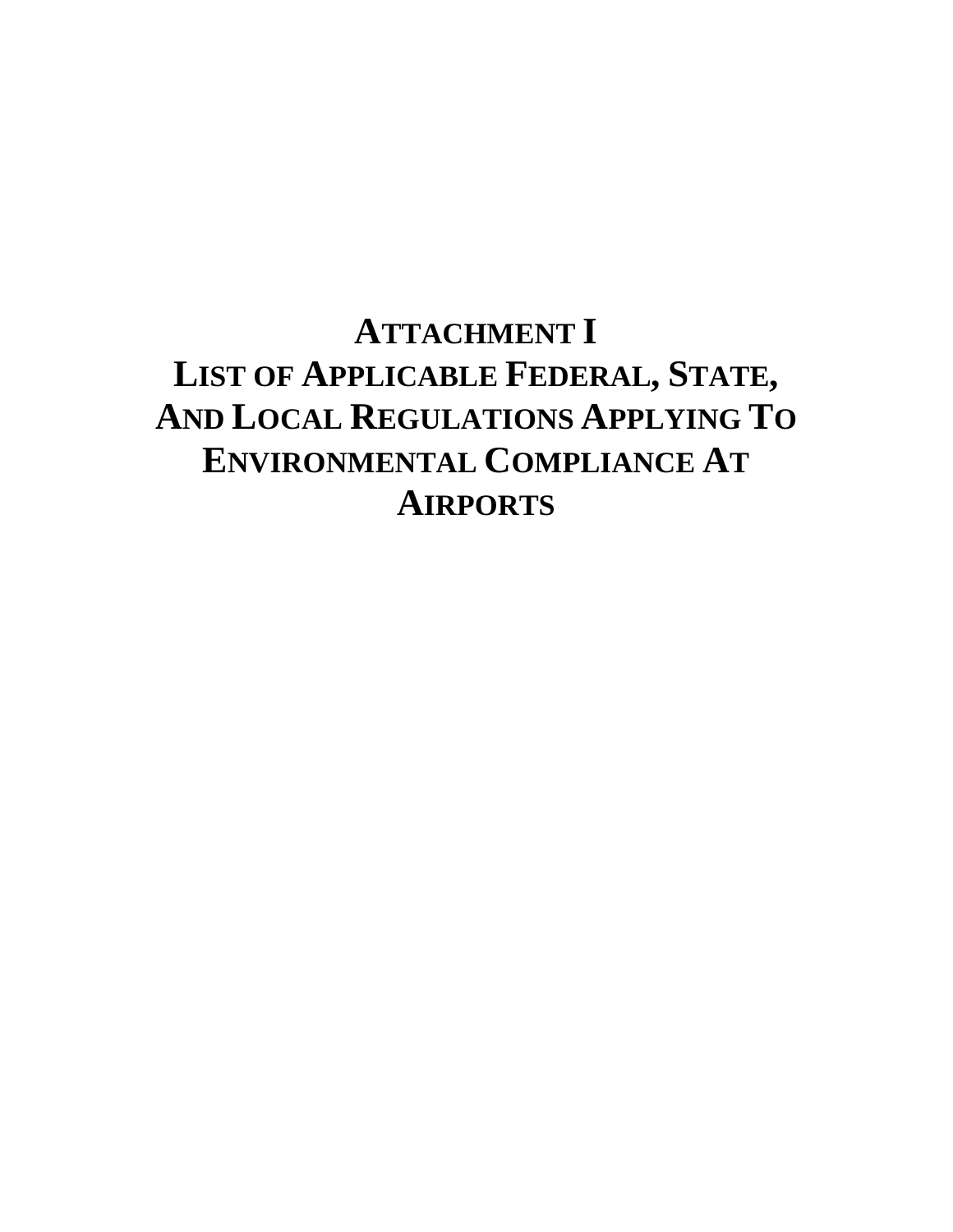# ATTACHMENT I

# LIST OF APPLICABLE FEDERAL, STATE, AND LOCAL REGULATIONS APPLYING TO ENVIRONMENTAL COMPLIANCE AT AIRPORTS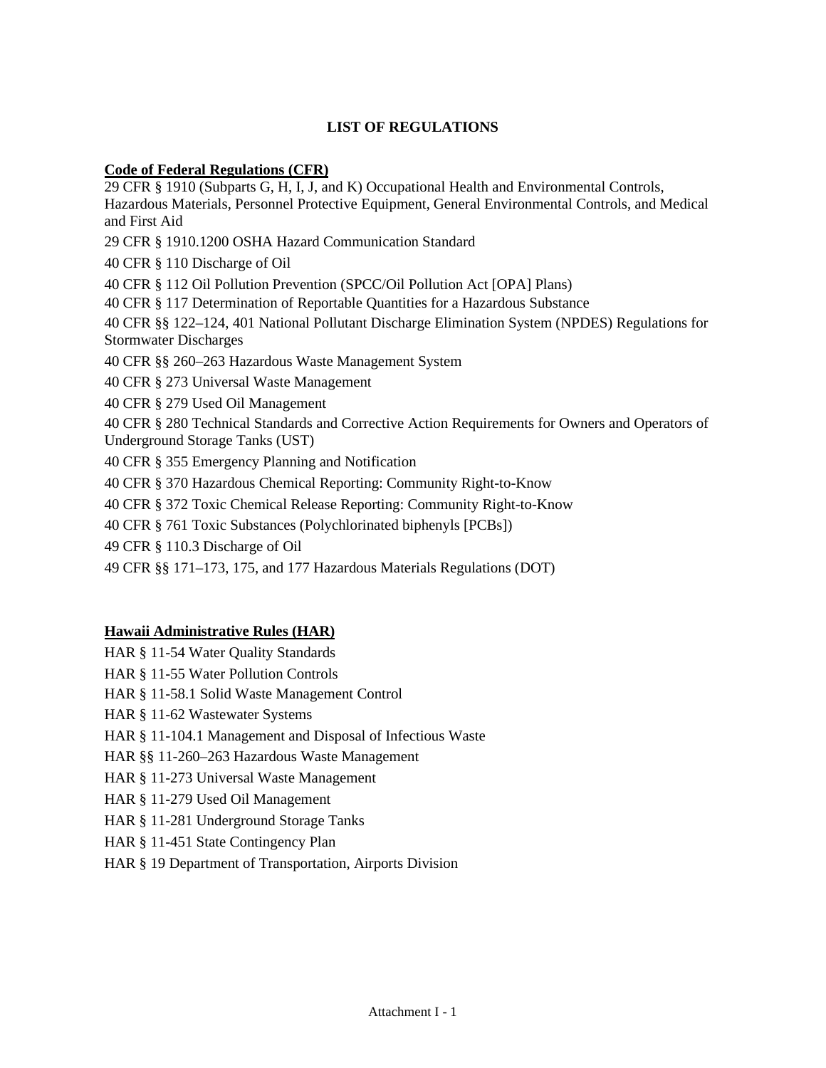# LIST OF REGULATIONS

**Code of Federal Regulations (CFR)**

29 CFR § 1910 (Subparts G, H, I, J, and K) Occupational Health and Environmental Controls, Hazardous Materials, Personnel Protective Equipment, General Environmental Controls, and Medical and First Aid

29 CFR § 1910.1200 OSHA Hazard Communication Standard

40 CFR § 110 Discharge of Oil

40 CFR § 112 Oil Pollution Prevention (SPCC/Oil Pollution Act [OPA] Plans)

40 CFR § 117 Determination of Reportable Quantities for a Hazardous Substance

40 CFR §§ 122–124, 401 National Pollutant Discharge Elimination System (NPDES) Regulations for Stormwater Discharges

40 CFR §§ 260–263 Hazardous Waste Management System

40 CFR § 273 Universal Waste Management

40 CFR § 279 Used Oil Management

40 CFR § 280 Technical Standards and Corrective Action Requirements for Owners and Operators of Underground Storage Tanks (UST)

40 CFR § 355 Emergency Planning and Notification

40 CFR § 370 Hazardous Chemical Reporting: Community Right-to-Know

40 CFR § 372 Toxic Chemical Release Reporting: Community Right-to-Know

40 CFR § 761 Toxic Substances (Polychlorinated biphenyls [PCBs])

49 CFR § 110.3 Discharge of Oil

49 CFR §§ 171–173, 175, and 177 Hazardous Materials Regulations (DOT)

**Hawaii Administrative Rules (HAR)**

HAR § 11-54 Water Quality Standards

HAR § 11-55 Water Pollution Controls

HAR § 11-58.1 Solid Waste Management Control

HAR § 11-62 Wastewater Systems

HAR § 11-104.1 Management and Disposal of Infectious Waste

HAR §§ 11-260–263 Hazardous Waste Management

HAR § 11-273 Universal Waste Management

HAR § 11-279 Used Oil Management

HAR § 11-281 Underground Storage Tanks

HAR § 11-451 State Contingency Plan

HAR § 19 Department of Transportation, Airports Division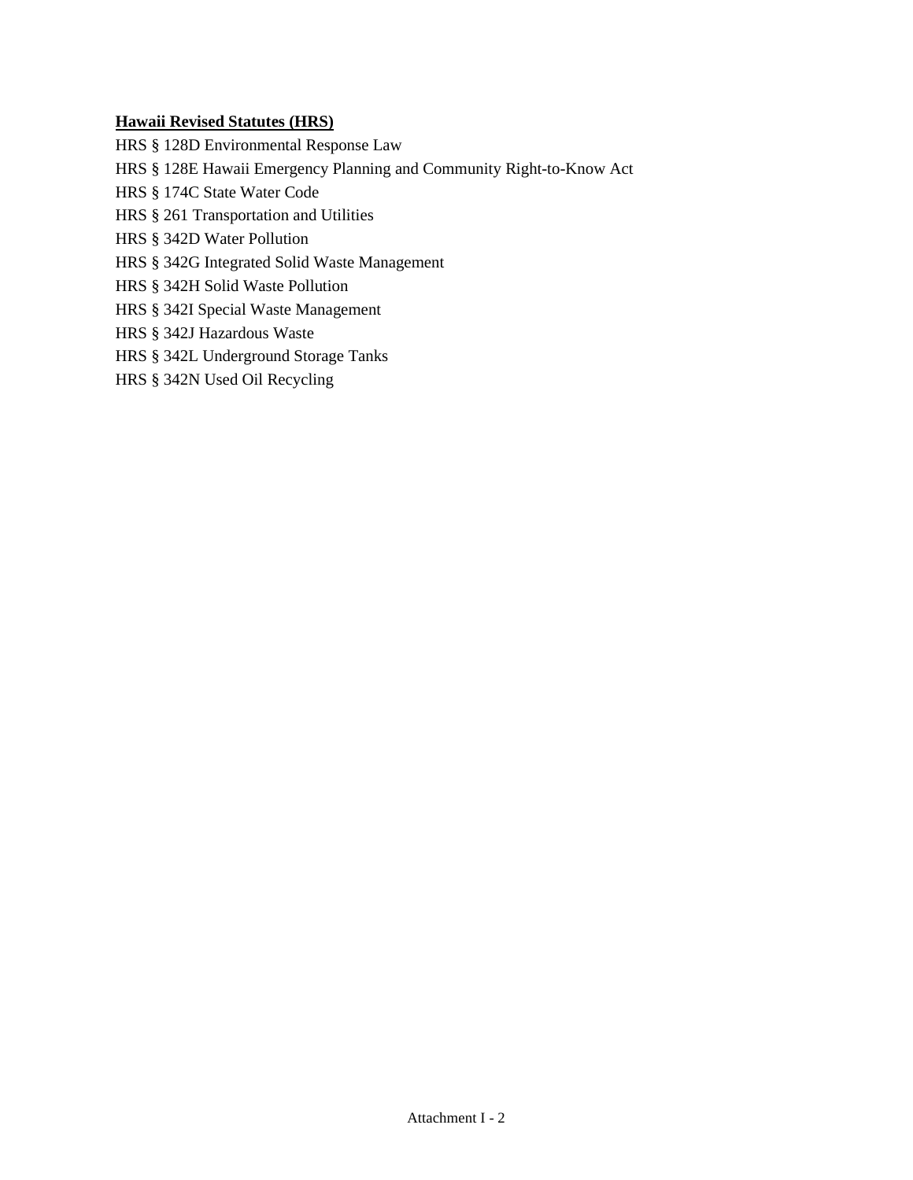**Hawaii Revised Statutes (HRS)**

HRS § 128D Environmental Response Law

HRS § 128E Hawaii Emergency Planning and Community Right-to-Know Act

HRS § 174C State Water Code

HRS § 261 Transportation and Utilities

HRS § 342D Water Pollution

HRS § 342G Integrated Solid Waste Management

HRS § 342H Solid Waste Pollution

HRS § 342I Special Waste Management

HRS § 342J Hazardous Waste

HRS § 342L Underground Storage Tanks

HRS § 342N Used Oil Recycling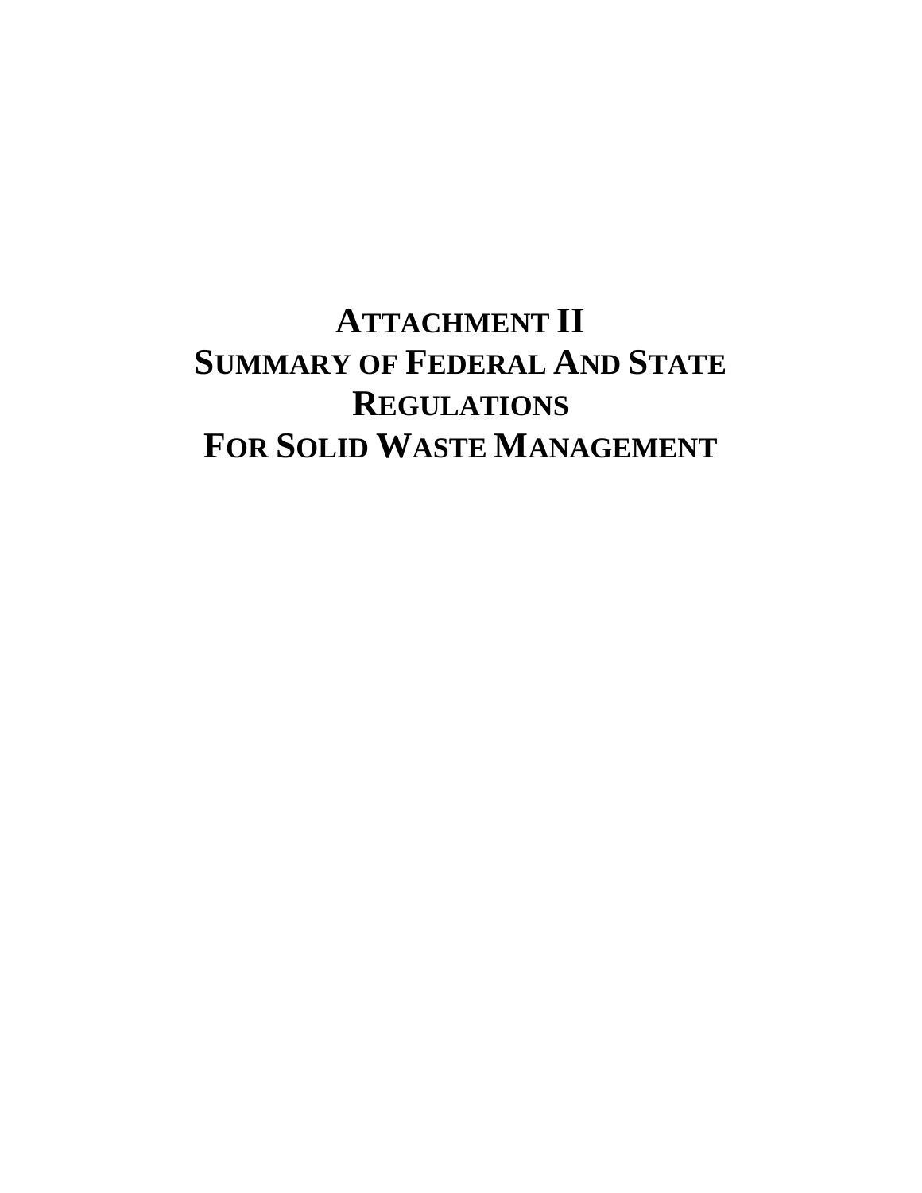# ATTACHMENT II
# SUMMARY OF FEDERAL AND STATE REGULATIONS
# FOR SOLID WASTE MANAGEMENT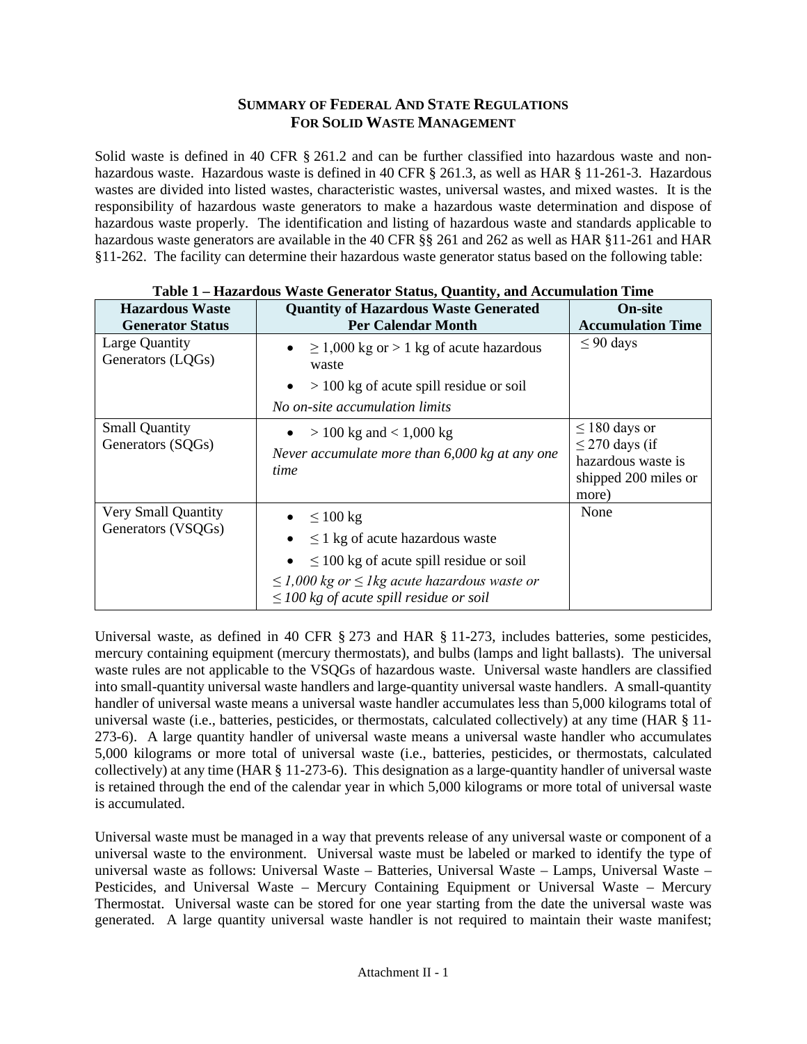## SUMMARY OF FEDERAL AND STATE REGULATIONS FOR SOLID WASTE MANAGEMENT

Solid waste is defined in 40 CFR § 261.2 and can be further classified into hazardous waste and non-hazardous waste. Hazardous waste is defined in 40 CFR § 261.3, as well as HAR § 11-261-3. Hazardous wastes are divided into listed wastes, characteristic wastes, universal wastes, and mixed wastes. It is the responsibility of hazardous waste generators to make a hazardous waste determination and dispose of hazardous waste properly. The identification and listing of hazardous waste and standards applicable to hazardous waste generators are available in the 40 CFR §§ 261 and 262 as well as HAR §11-261 and HAR §11-262. The facility can determine their hazardous waste generator status based on the following table:

**Table 1 – Hazardous Waste Generator Status, Quantity, and Accumulation Time**

| Hazardous Waste Generator Status | Quantity of Hazardous Waste Generated Per Calendar Month | On-site Accumulation Time |
|---|---|---|
| Large Quantity Generators (LQGs) | • ≥ 1,000 kg or > 1 kg of acute hazardous waste<br>• > 100 kg of acute spill residue or soil<br>*No on-site accumulation limits* | ≤ 90 days |
| Small Quantity Generators (SQGs) | • > 100 kg and < 1,000 kg<br>*Never accumulate more than 6,000 kg at any one time* | ≤ 180 days or ≤ 270 days (if hazardous waste is shipped 200 miles or more) |
| Very Small Quantity Generators (VSQGs) | • ≤ 100 kg<br>• ≤ 1 kg of acute hazardous waste<br>• ≤ 100 kg of acute spill residue or soil<br>*≤ 1,000 kg or ≤ 1kg acute hazardous waste or ≤ 100 kg of acute spill residue or soil* | None |

Universal waste, as defined in 40 CFR § 273 and HAR § 11-273, includes batteries, some pesticides, mercury containing equipment (mercury thermostats), and bulbs (lamps and light ballasts). The universal waste rules are not applicable to the VSQGs of hazardous waste. Universal waste handlers are classified into small-quantity universal waste handlers and large-quantity universal waste handlers. A small-quantity handler of universal waste means a universal waste handler accumulates less than 5,000 kilograms total of universal waste (i.e., batteries, pesticides, or thermostats, calculated collectively) at any time (HAR § 11-273-6). A large quantity handler of universal waste means a universal waste handler who accumulates 5,000 kilograms or more total of universal waste (i.e., batteries, pesticides, or thermostats, calculated collectively) at any time (HAR § 11-273-6). This designation as a large-quantity handler of universal waste is retained through the end of the calendar year in which 5,000 kilograms or more total of universal waste is accumulated.

Universal waste must be managed in a way that prevents release of any universal waste or component of a universal waste to the environment. Universal waste must be labeled or marked to identify the type of universal waste as follows: Universal Waste – Batteries, Universal Waste – Lamps, Universal Waste – Pesticides, and Universal Waste – Mercury Containing Equipment or Universal Waste – Mercury Thermostat. Universal waste can be stored for one year starting from the date the universal waste was generated. A large quantity universal waste handler is not required to maintain their waste manifest;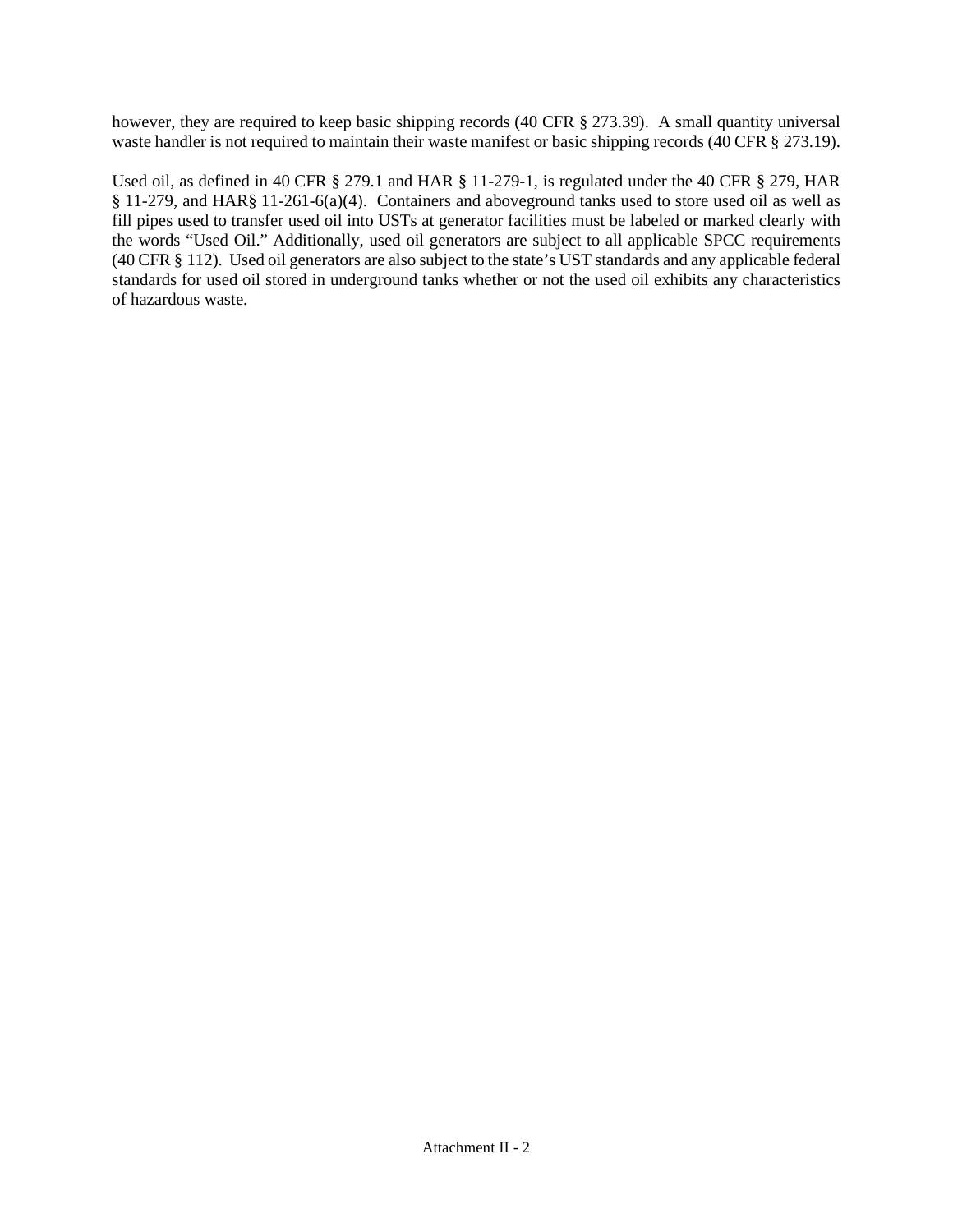however, they are required to keep basic shipping records (40 CFR § 273.39). A small quantity universal waste handler is not required to maintain their waste manifest or basic shipping records (40 CFR § 273.19).

Used oil, as defined in 40 CFR § 279.1 and HAR § 11-279-1, is regulated under the 40 CFR § 279, HAR § 11-279, and HAR§ 11-261-6(a)(4). Containers and aboveground tanks used to store used oil as well as fill pipes used to transfer used oil into USTs at generator facilities must be labeled or marked clearly with the words "Used Oil." Additionally, used oil generators are subject to all applicable SPCC requirements (40 CFR § 112). Used oil generators are also subject to the state's UST standards and any applicable federal standards for used oil stored in underground tanks whether or not the used oil exhibits any characteristics of hazardous waste.